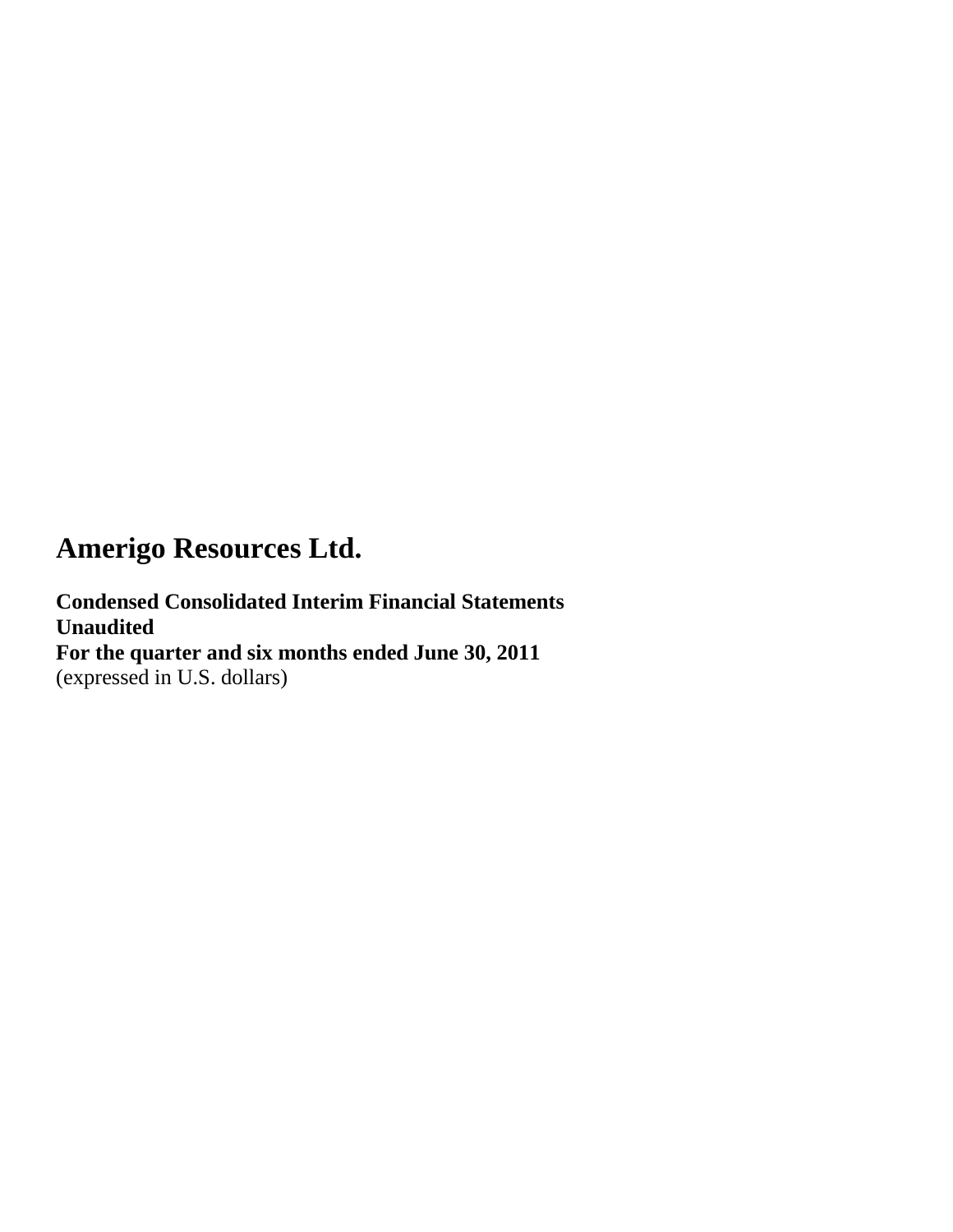# Amerigo Resources Ltd.

**Condensed Consolidated Interim Financial Statements**
**Unaudited**
**For the quarter and six months ended June 30, 2011**
(expressed in U.S. dollars)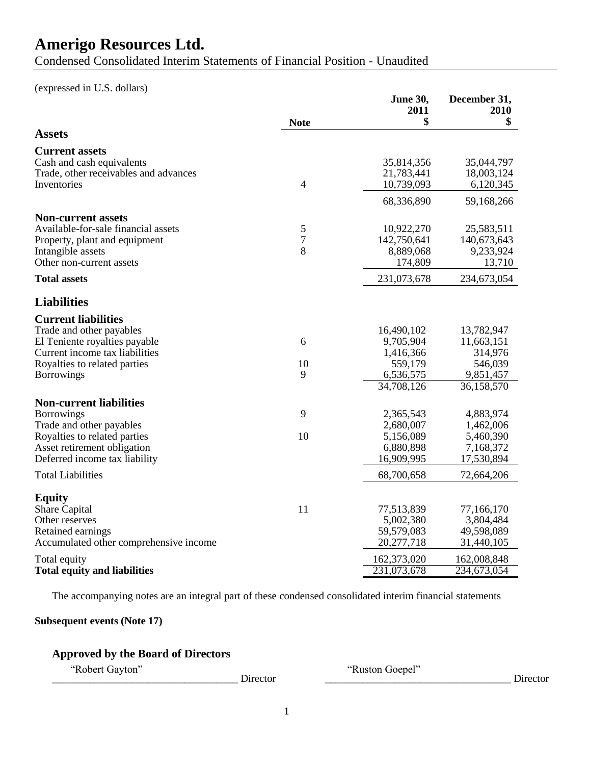# Amerigo Resources Ltd.

Condensed Consolidated Interim Statements of Financial Position - Unaudited

(expressed in U.S. dollars)

| | Note | June 30, 2011 $ | December 31, 2010 $ |
|---|---|---|---|
| **Assets** | | | |
| **Current assets** | | | |
| Cash and cash equivalents | | 35,814,356 | 35,044,797 |
| Trade, other receivables and advances | | 21,783,441 | 18,003,124 |
| Inventories | 4 | 10,739,093 | 6,120,345 |
| | | 68,336,890 | 59,168,266 |
| **Non-current assets** | | | |
| Available-for-sale financial assets | 5 | 10,922,270 | 25,583,511 |
| Property, plant and equipment | 7 | 142,750,641 | 140,673,643 |
| Intangible assets | 8 | 8,889,068 | 9,233,924 |
| Other non-current assets | | 174,809 | 13,710 |
| **Total assets** | | 231,073,678 | 234,673,054 |
| **Liabilities** | | | |
| **Current liabilities** | | | |
| Trade and other payables | | 16,490,102 | 13,782,947 |
| El Teniente royalties payable | 6 | 9,705,904 | 11,663,151 |
| Current income tax liabilities | | 1,416,366 | 314,976 |
| Royalties to related parties | 10 | 559,179 | 546,039 |
| Borrowings | 9 | 6,536,575 | 9,851,457 |
| | | 34,708,126 | 36,158,570 |
| **Non-current liabilities** | | | |
| Borrowings | 9 | 2,365,543 | 4,883,974 |
| Trade and other payables | | 2,680,007 | 1,462,006 |
| Royalties to related parties | 10 | 5,156,089 | 5,460,390 |
| Asset retirement obligation | | 6,880,898 | 7,168,372 |
| Deferred income tax liability | | 16,909,995 | 17,530,894 |
| Total Liabilities | | 68,700,658 | 72,664,206 |
| **Equity** | | | |
| Share Capital | 11 | 77,513,839 | 77,166,170 |
| Other reserves | | 5,002,380 | 3,804,484 |
| Retained earnings | | 59,579,083 | 49,598,089 |
| Accumulated other comprehensive income | | 20,277,718 | 31,440,105 |
| Total equity | | 162,373,020 | 162,008,848 |
| **Total equity and liabilities** | | 231,073,678 | 234,673,054 |

The accompanying notes are an integral part of these condensed consolidated interim financial statements

**Subsequent events (Note 17)**

**Approved by the Board of Directors**

"Robert Gayton" Director

"Ruston Goepel" Director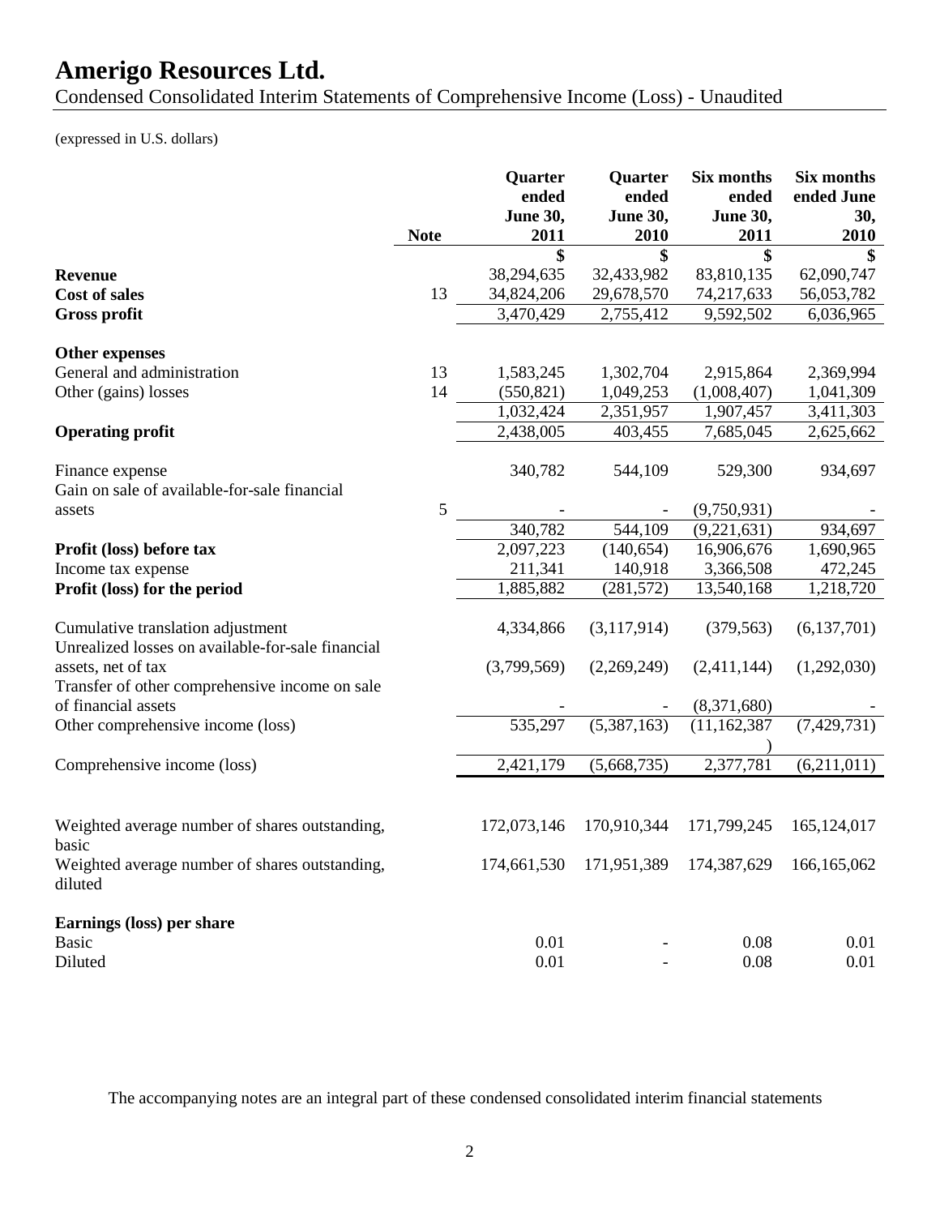# Amerigo Resources Ltd.

Condensed Consolidated Interim Statements of Comprehensive Income (Loss) - Unaudited

(expressed in U.S. dollars)

| | Note | Quarter ended June 30, 2011 | Quarter ended June 30, 2010 | Six months ended June 30, 2011 | Six months ended June 30, 2010 |
|---|---|---|---|---|---|
| | | $ | $ | $ | $ |
| **Revenue** | | 38,294,635 | 32,433,982 | 83,810,135 | 62,090,747 |
| **Cost of sales** | 13 | 34,824,206 | 29,678,570 | 74,217,633 | 56,053,782 |
| **Gross profit** | | 3,470,429 | 2,755,412 | 9,592,502 | 6,036,965 |
| | | | | | |
| **Other expenses** | | | | | |
| General and administration | 13 | 1,583,245 | 1,302,704 | 2,915,864 | 2,369,994 |
| Other (gains) losses | 14 | (550,821) | 1,049,253 | (1,008,407) | 1,041,309 |
| | | 1,032,424 | 2,351,957 | 1,907,457 | 3,411,303 |
| **Operating profit** | | 2,438,005 | 403,455 | 7,685,045 | 2,625,662 |
| | | | | | |
| Finance expense | | 340,782 | 544,109 | 529,300 | 934,697 |
| Gain on sale of available-for-sale financial assets | 5 | - | - | (9,750,931) | - |
| | | 340,782 | 544,109 | (9,221,631) | 934,697 |
| **Profit (loss) before tax** | | 2,097,223 | (140,654) | 16,906,676 | 1,690,965 |
| Income tax expense | | 211,341 | 140,918 | 3,366,508 | 472,245 |
| **Profit (loss) for the period** | | 1,885,882 | (281,572) | 13,540,168 | 1,218,720 |
| | | | | | |
| Cumulative translation adjustment | | 4,334,866 | (3,117,914) | (379,563) | (6,137,701) |
| Unrealized losses on available-for-sale financial assets, net of tax | | (3,799,569) | (2,269,249) | (2,411,144) | (1,292,030) |
| Transfer of other comprehensive income on sale of financial assets | | - | - | (8,371,680) | - |
| Other comprehensive income (loss) | | 535,297 | (5,387,163) | (11,162,387) | (7,429,731) |
| | | | | | |
| Comprehensive income (loss) | | 2,421,179 | (5,668,735) | 2,377,781 | (6,211,011) |
| | | | | | |
| Weighted average number of shares outstanding, basic | | 172,073,146 | 170,910,344 | 171,799,245 | 165,124,017 |
| Weighted average number of shares outstanding, diluted | | 174,661,530 | 171,951,389 | 174,387,629 | 166,165,062 |
| | | | | | |
| **Earnings (loss) per share** | | | | | |
| Basic | | 0.01 | - | 0.08 | 0.01 |
| Diluted | | 0.01 | - | 0.08 | 0.01 |

The accompanying notes are an integral part of these condensed consolidated interim financial statements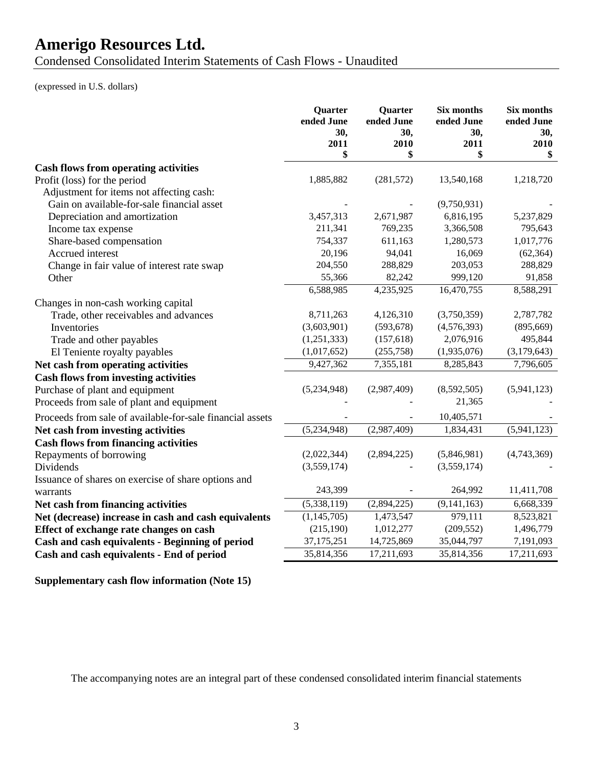# Amerigo Resources Ltd.

Condensed Consolidated Interim Statements of Cash Flows - Unaudited

(expressed in U.S. dollars)

| | Quarter ended June 30, 2011 $ | Quarter ended June 30, 2010 $ | Six months ended June 30, 2011 $ | Six months ended June 30, 2010 $ |
|---|---|---|---|---|
| **Cash flows from operating activities** | | | | |
| Profit (loss) for the period | 1,885,882 | (281,572) | 13,540,168 | 1,218,720 |
| Adjustment for items not affecting cash: | | | | |
| Gain on available-for-sale financial asset | - | - | (9,750,931) | - |
| Depreciation and amortization | 3,457,313 | 2,671,987 | 6,816,195 | 5,237,829 |
| Income tax expense | 211,341 | 769,235 | 3,366,508 | 795,643 |
| Share-based compensation | 754,337 | 611,163 | 1,280,573 | 1,017,776 |
| Accrued interest | 20,196 | 94,041 | 16,069 | (62,364) |
| Change in fair value of interest rate swap | 204,550 | 288,829 | 203,053 | 288,829 |
| Other | 55,366 | 82,242 | 999,120 | 91,858 |
| | 6,588,985 | 4,235,925 | 16,470,755 | 8,588,291 |
| Changes in non-cash working capital | | | | |
| Trade, other receivables and advances | 8,711,263 | 4,126,310 | (3,750,359) | 2,787,782 |
| Inventories | (3,603,901) | (593,678) | (4,576,393) | (895,669) |
| Trade and other payables | (1,251,333) | (157,618) | 2,076,916 | 495,844 |
| El Teniente royalty payables | (1,017,652) | (255,758) | (1,935,076) | (3,179,643) |
| **Net cash from operating activities** | 9,427,362 | 7,355,181 | 8,285,843 | 7,796,605 |
| **Cash flows from investing activities** | | | | |
| Purchase of plant and equipment | (5,234,948) | (2,987,409) | (8,592,505) | (5,941,123) |
| Proceeds from sale of plant and equipment | - | - | 21,365 | - |
| Proceeds from sale of available-for-sale financial assets | - | - | 10,405,571 | - |
| **Net cash from investing activities** | (5,234,948) | (2,987,409) | 1,834,431 | (5,941,123) |
| **Cash flows from financing activities** | | | | |
| Repayments of borrowing | (2,022,344) | (2,894,225) | (5,846,981) | (4,743,369) |
| Dividends | (3,559,174) | - | (3,559,174) | - |
| Issuance of shares on exercise of share options and warrants | 243,399 | - | 264,992 | 11,411,708 |
| **Net cash from financing activities** | (5,338,119) | (2,894,225) | (9,141,163) | 6,668,339 |
| **Net (decrease) increase in cash and cash equivalents** | (1,145,705) | 1,473,547 | 979,111 | 8,523,821 |
| **Effect of exchange rate changes on cash** | (215,190) | 1,012,277 | (209,552) | 1,496,779 |
| **Cash and cash equivalents - Beginning of period** | 37,175,251 | 14,725,869 | 35,044,797 | 7,191,093 |
| **Cash and cash equivalents - End of period** | 35,814,356 | 17,211,693 | 35,814,356 | 17,211,693 |

**Supplementary cash flow information (Note 15)**

The accompanying notes are an integral part of these condensed consolidated interim financial statements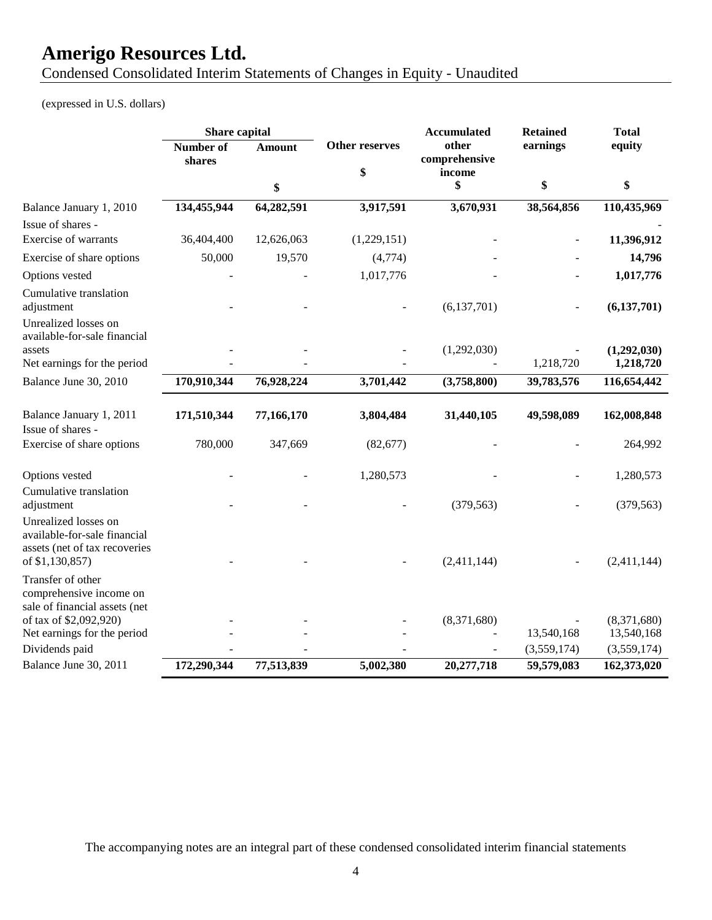# Amerigo Resources Ltd.

Condensed Consolidated Interim Statements of Changes in Equity - Unaudited

(expressed in U.S. dollars)

| | Share capital | | Other reserves | Accumulated other comprehensive income | Retained earnings | Total equity |
|---|---|---|---|---|---|---|
| | Number of shares | Amount | | | | |
| | | $ | $ | $ | $ | $ |
| Balance January 1, 2010 | **134,455,944** | **64,282,591** | **3,917,591** | **3,670,931** | **38,564,856** | **110,435,969** |
| Issue of shares - | | | | | | - |
| Exercise of warrants | 36,404,400 | 12,626,063 | (1,229,151) | - | - | **11,396,912** |
| Exercise of share options | 50,000 | 19,570 | (4,774) | - | - | **14,796** |
| Options vested | - | - | 1,017,776 | - | - | **1,017,776** |
| Cumulative translation adjustment | - | - | - | (6,137,701) | - | **(6,137,701)** |
| Unrealized losses on available-for-sale financial assets | - | - | - | (1,292,030) | - | **(1,292,030)** |
| Net earnings for the period | - | - | - | - | 1,218,720 | **1,218,720** |
| Balance June 30, 2010 | **170,910,344** | **76,928,224** | **3,701,442** | **(3,758,800)** | **39,783,576** | **116,654,442** |
| | | | | | | |
| Balance January 1, 2011 | **171,510,344** | **77,166,170** | **3,804,484** | **31,440,105** | **49,598,089** | **162,008,848** |
| Issue of shares - | | | | | | |
| Exercise of share options | 780,000 | 347,669 | (82,677) | - | - | 264,992 |
| Options vested | - | - | 1,280,573 | - | - | 1,280,573 |
| Cumulative translation adjustment | - | - | - | (379,563) | - | (379,563) |
| Unrealized losses on available-for-sale financial assets (net of tax recoveries of $1,130,857) | - | - | - | (2,411,144) | - | (2,411,144) |
| Transfer of other comprehensive income on sale of financial assets (net of tax of $2,092,920) | - | - | - | (8,371,680) | - | (8,371,680) |
| Net earnings for the period | - | - | - | - | 13,540,168 | 13,540,168 |
| Dividends paid | - | - | - | - | (3,559,174) | (3,559,174) |
| Balance June 30, 2011 | **172,290,344** | **77,513,839** | **5,002,380** | **20,277,718** | **59,579,083** | **162,373,020** |

The accompanying notes are an integral part of these condensed consolidated interim financial statements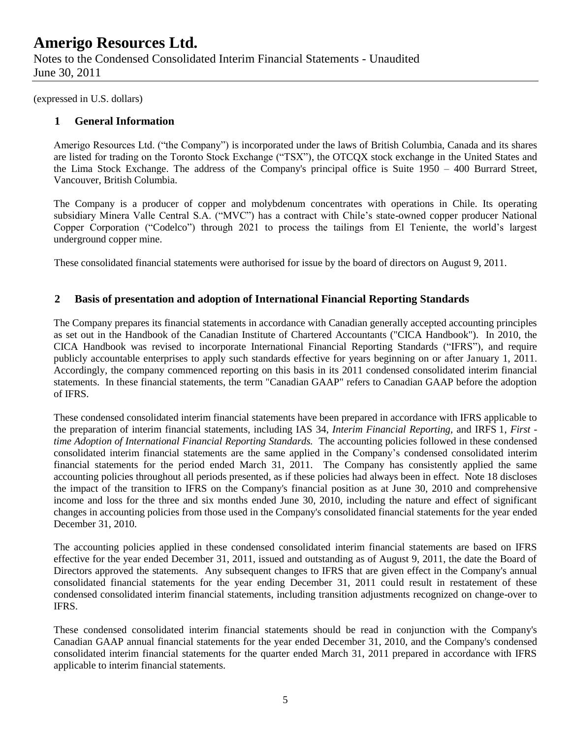(expressed in U.S. dollars)

## 1 General Information

Amerigo Resources Ltd. ("the Company") is incorporated under the laws of British Columbia, Canada and its shares are listed for trading on the Toronto Stock Exchange ("TSX"), the OTCQX stock exchange in the United States and the Lima Stock Exchange. The address of the Company's principal office is Suite 1950 – 400 Burrard Street, Vancouver, British Columbia.

The Company is a producer of copper and molybdenum concentrates with operations in Chile. Its operating subsidiary Minera Valle Central S.A. ("MVC") has a contract with Chile's state-owned copper producer National Copper Corporation ("Codelco") through 2021 to process the tailings from El Teniente, the world's largest underground copper mine.

These consolidated financial statements were authorised for issue by the board of directors on August 9, 2011.

## 2 Basis of presentation and adoption of International Financial Reporting Standards

The Company prepares its financial statements in accordance with Canadian generally accepted accounting principles as set out in the Handbook of the Canadian Institute of Chartered Accountants ("CICA Handbook"). In 2010, the CICA Handbook was revised to incorporate International Financial Reporting Standards ("IFRS"), and require publicly accountable enterprises to apply such standards effective for years beginning on or after January 1, 2011. Accordingly, the company commenced reporting on this basis in its 2011 condensed consolidated interim financial statements. In these financial statements, the term "Canadian GAAP" refers to Canadian GAAP before the adoption of IFRS.

These condensed consolidated interim financial statements have been prepared in accordance with IFRS applicable to the preparation of interim financial statements, including IAS 34, *Interim Financial Reporting*, and IRFS 1, *First - time Adoption of International Financial Reporting Standards.* The accounting policies followed in these condensed consolidated interim financial statements are the same applied in the Company's condensed consolidated interim financial statements for the period ended March 31, 2011. The Company has consistently applied the same accounting policies throughout all periods presented, as if these policies had always been in effect. Note 18 discloses the impact of the transition to IFRS on the Company's financial position as at June 30, 2010 and comprehensive income and loss for the three and six months ended June 30, 2010, including the nature and effect of significant changes in accounting policies from those used in the Company's consolidated financial statements for the year ended December 31, 2010.

The accounting policies applied in these condensed consolidated interim financial statements are based on IFRS effective for the year ended December 31, 2011, issued and outstanding as of August 9, 2011, the date the Board of Directors approved the statements. Any subsequent changes to IFRS that are given effect in the Company's annual consolidated financial statements for the year ending December 31, 2011 could result in restatement of these condensed consolidated interim financial statements, including transition adjustments recognized on change-over to IFRS.

These condensed consolidated interim financial statements should be read in conjunction with the Company's Canadian GAAP annual financial statements for the year ended December 31, 2010, and the Company's condensed consolidated interim financial statements for the quarter ended March 31, 2011 prepared in accordance with IFRS applicable to interim financial statements.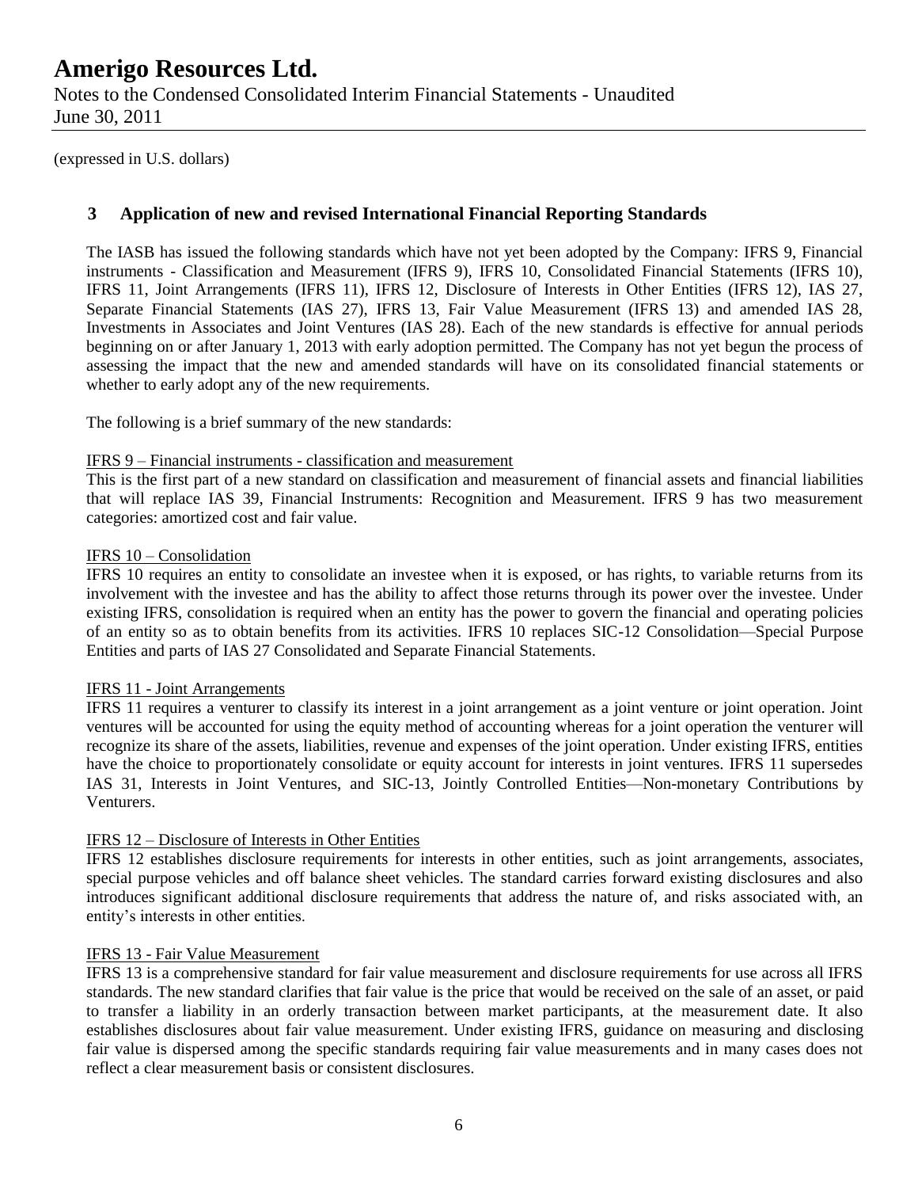(expressed in U.S. dollars)

## 3 Application of new and revised International Financial Reporting Standards

The IASB has issued the following standards which have not yet been adopted by the Company: IFRS 9, Financial instruments - Classification and Measurement (IFRS 9), IFRS 10, Consolidated Financial Statements (IFRS 10), IFRS 11, Joint Arrangements (IFRS 11), IFRS 12, Disclosure of Interests in Other Entities (IFRS 12), IAS 27, Separate Financial Statements (IAS 27), IFRS 13, Fair Value Measurement (IFRS 13) and amended IAS 28, Investments in Associates and Joint Ventures (IAS 28). Each of the new standards is effective for annual periods beginning on or after January 1, 2013 with early adoption permitted. The Company has not yet begun the process of assessing the impact that the new and amended standards will have on its consolidated financial statements or whether to early adopt any of the new requirements.

The following is a brief summary of the new standards:

IFRS 9 – Financial instruments - classification and measurement

This is the first part of a new standard on classification and measurement of financial assets and financial liabilities that will replace IAS 39, Financial Instruments: Recognition and Measurement. IFRS 9 has two measurement categories: amortized cost and fair value.

IFRS 10 – Consolidation

IFRS 10 requires an entity to consolidate an investee when it is exposed, or has rights, to variable returns from its involvement with the investee and has the ability to affect those returns through its power over the investee. Under existing IFRS, consolidation is required when an entity has the power to govern the financial and operating policies of an entity so as to obtain benefits from its activities. IFRS 10 replaces SIC-12 Consolidation—Special Purpose Entities and parts of IAS 27 Consolidated and Separate Financial Statements.

IFRS 11 - Joint Arrangements

IFRS 11 requires a venturer to classify its interest in a joint arrangement as a joint venture or joint operation. Joint ventures will be accounted for using the equity method of accounting whereas for a joint operation the venturer will recognize its share of the assets, liabilities, revenue and expenses of the joint operation. Under existing IFRS, entities have the choice to proportionately consolidate or equity account for interests in joint ventures. IFRS 11 supersedes IAS 31, Interests in Joint Ventures, and SIC-13, Jointly Controlled Entities—Non-monetary Contributions by Venturers.

IFRS 12 – Disclosure of Interests in Other Entities

IFRS 12 establishes disclosure requirements for interests in other entities, such as joint arrangements, associates, special purpose vehicles and off balance sheet vehicles. The standard carries forward existing disclosures and also introduces significant additional disclosure requirements that address the nature of, and risks associated with, an entity's interests in other entities.

IFRS 13 - Fair Value Measurement

IFRS 13 is a comprehensive standard for fair value measurement and disclosure requirements for use across all IFRS standards. The new standard clarifies that fair value is the price that would be received on the sale of an asset, or paid to transfer a liability in an orderly transaction between market participants, at the measurement date. It also establishes disclosures about fair value measurement. Under existing IFRS, guidance on measuring and disclosing fair value is dispersed among the specific standards requiring fair value measurements and in many cases does not reflect a clear measurement basis or consistent disclosures.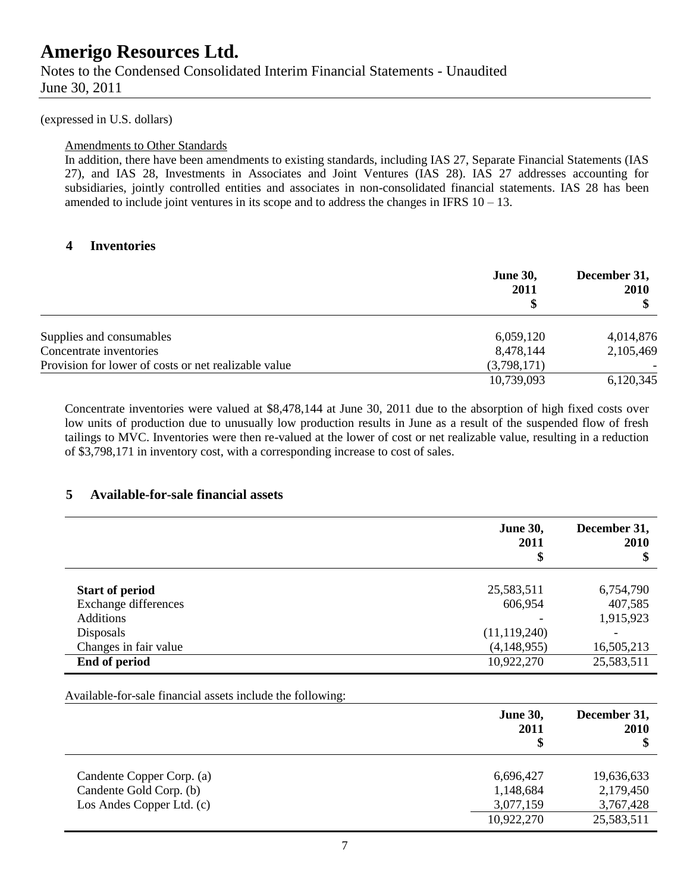(expressed in U.S. dollars)

Amendments to Other Standards

In addition, there have been amendments to existing standards, including IAS 27, Separate Financial Statements (IAS 27), and IAS 28, Investments in Associates and Joint Ventures (IAS 28). IAS 27 addresses accounting for subsidiaries, jointly controlled entities and associates in non-consolidated financial statements. IAS 28 has been amended to include joint ventures in its scope and to address the changes in IFRS 10 – 13.

## 4 Inventories

| | June 30, 2011 $ | December 31, 2010 $ |
|---|---|---|
| Supplies and consumables | 6,059,120 | 4,014,876 |
| Concentrate inventories | 8,478,144 | 2,105,469 |
| Provision for lower of costs or net realizable value | (3,798,171) | - |
| | 10,739,093 | 6,120,345 |

Concentrate inventories were valued at $8,478,144 at June 30, 2011 due to the absorption of high fixed costs over low units of production due to unusually low production results in June as a result of the suspended flow of fresh tailings to MVC. Inventories were then re-valued at the lower of cost or net realizable value, resulting in a reduction of $3,798,171 in inventory cost, with a corresponding increase to cost of sales.

## 5 Available-for-sale financial assets

| | June 30, 2011 $ | December 31, 2010 $ |
|---|---|---|
| **Start of period** | 25,583,511 | 6,754,790 |
| Exchange differences | 606,954 | 407,585 |
| Additions | - | 1,915,923 |
| Disposals | (11,119,240) | - |
| Changes in fair value | (4,148,955) | 16,505,213 |
| **End of period** | 10,922,270 | 25,583,511 |

Available-for-sale financial assets include the following:

| | June 30, 2011 $ | December 31, 2010 $ |
|---|---|---|
| Candente Copper Corp. (a) | 6,696,427 | 19,636,633 |
| Candente Gold Corp. (b) | 1,148,684 | 2,179,450 |
| Los Andes Copper Ltd. (c) | 3,077,159 | 3,767,428 |
| | 10,922,270 | 25,583,511 |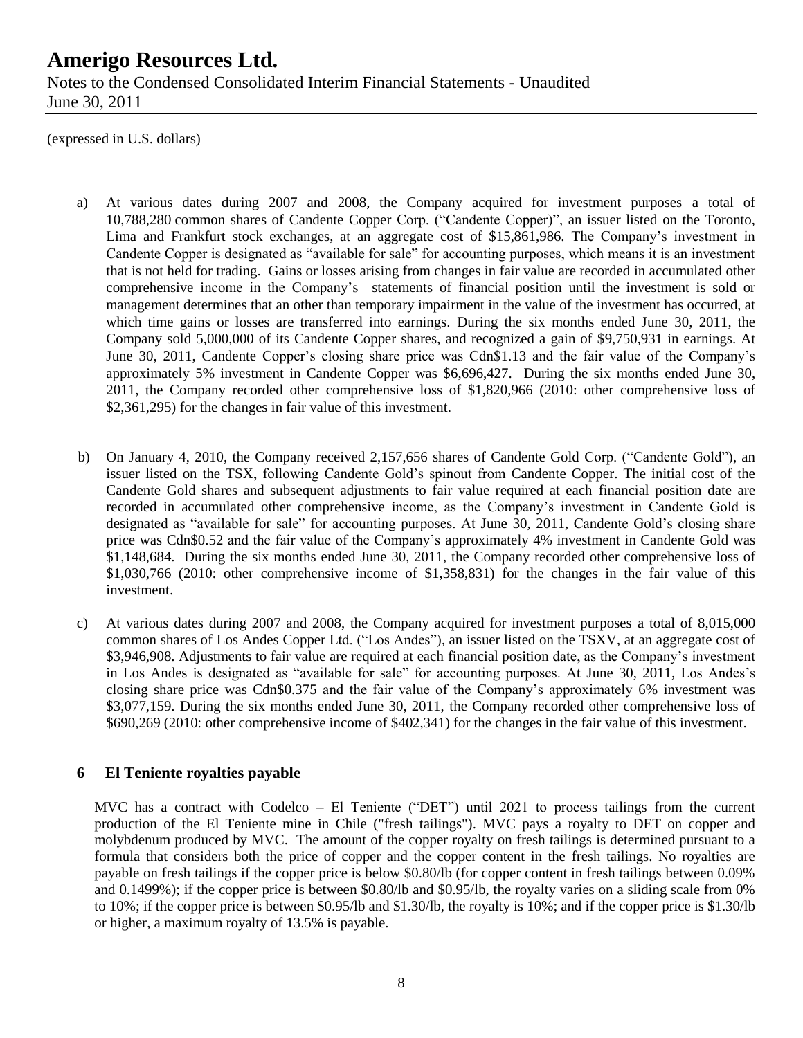(expressed in U.S. dollars)

a) At various dates during 2007 and 2008, the Company acquired for investment purposes a total of 10,788,280 common shares of Candente Copper Corp. ("Candente Copper)", an issuer listed on the Toronto, Lima and Frankfurt stock exchanges, at an aggregate cost of $15,861,986. The Company's investment in Candente Copper is designated as "available for sale" for accounting purposes, which means it is an investment that is not held for trading. Gains or losses arising from changes in fair value are recorded in accumulated other comprehensive income in the Company's statements of financial position until the investment is sold or management determines that an other than temporary impairment in the value of the investment has occurred, at which time gains or losses are transferred into earnings. During the six months ended June 30, 2011, the Company sold 5,000,000 of its Candente Copper shares, and recognized a gain of $9,750,931 in earnings. At June 30, 2011, Candente Copper's closing share price was Cdn$1.13 and the fair value of the Company's approximately 5% investment in Candente Copper was $6,696,427. During the six months ended June 30, 2011, the Company recorded other comprehensive loss of $1,820,966 (2010: other comprehensive loss of $2,361,295) for the changes in fair value of this investment.

b) On January 4, 2010, the Company received 2,157,656 shares of Candente Gold Corp. ("Candente Gold"), an issuer listed on the TSX, following Candente Gold's spinout from Candente Copper. The initial cost of the Candente Gold shares and subsequent adjustments to fair value required at each financial position date are recorded in accumulated other comprehensive income, as the Company's investment in Candente Gold is designated as "available for sale" for accounting purposes. At June 30, 2011, Candente Gold's closing share price was Cdn$0.52 and the fair value of the Company's approximately 4% investment in Candente Gold was $1,148,684. During the six months ended June 30, 2011, the Company recorded other comprehensive loss of $1,030,766 (2010: other comprehensive income of $1,358,831) for the changes in the fair value of this investment.

c) At various dates during 2007 and 2008, the Company acquired for investment purposes a total of 8,015,000 common shares of Los Andes Copper Ltd. ("Los Andes"), an issuer listed on the TSXV, at an aggregate cost of $3,946,908. Adjustments to fair value are required at each financial position date, as the Company's investment in Los Andes is designated as "available for sale" for accounting purposes. At June 30, 2011, Los Andes's closing share price was Cdn$0.375 and the fair value of the Company's approximately 6% investment was $3,077,159. During the six months ended June 30, 2011, the Company recorded other comprehensive loss of $690,269 (2010: other comprehensive income of $402,341) for the changes in the fair value of this investment.

## 6 El Teniente royalties payable

MVC has a contract with Codelco – El Teniente ("DET") until 2021 to process tailings from the current production of the El Teniente mine in Chile ("fresh tailings"). MVC pays a royalty to DET on copper and molybdenum produced by MVC. The amount of the copper royalty on fresh tailings is determined pursuant to a formula that considers both the price of copper and the copper content in the fresh tailings. No royalties are payable on fresh tailings if the copper price is below $0.80/lb (for copper content in fresh tailings between 0.09% and 0.1499%); if the copper price is between $0.80/lb and $0.95/lb, the royalty varies on a sliding scale from 0% to 10%; if the copper price is between $0.95/lb and $1.30/lb, the royalty is 10%; and if the copper price is $1.30/lb or higher, a maximum royalty of 13.5% is payable.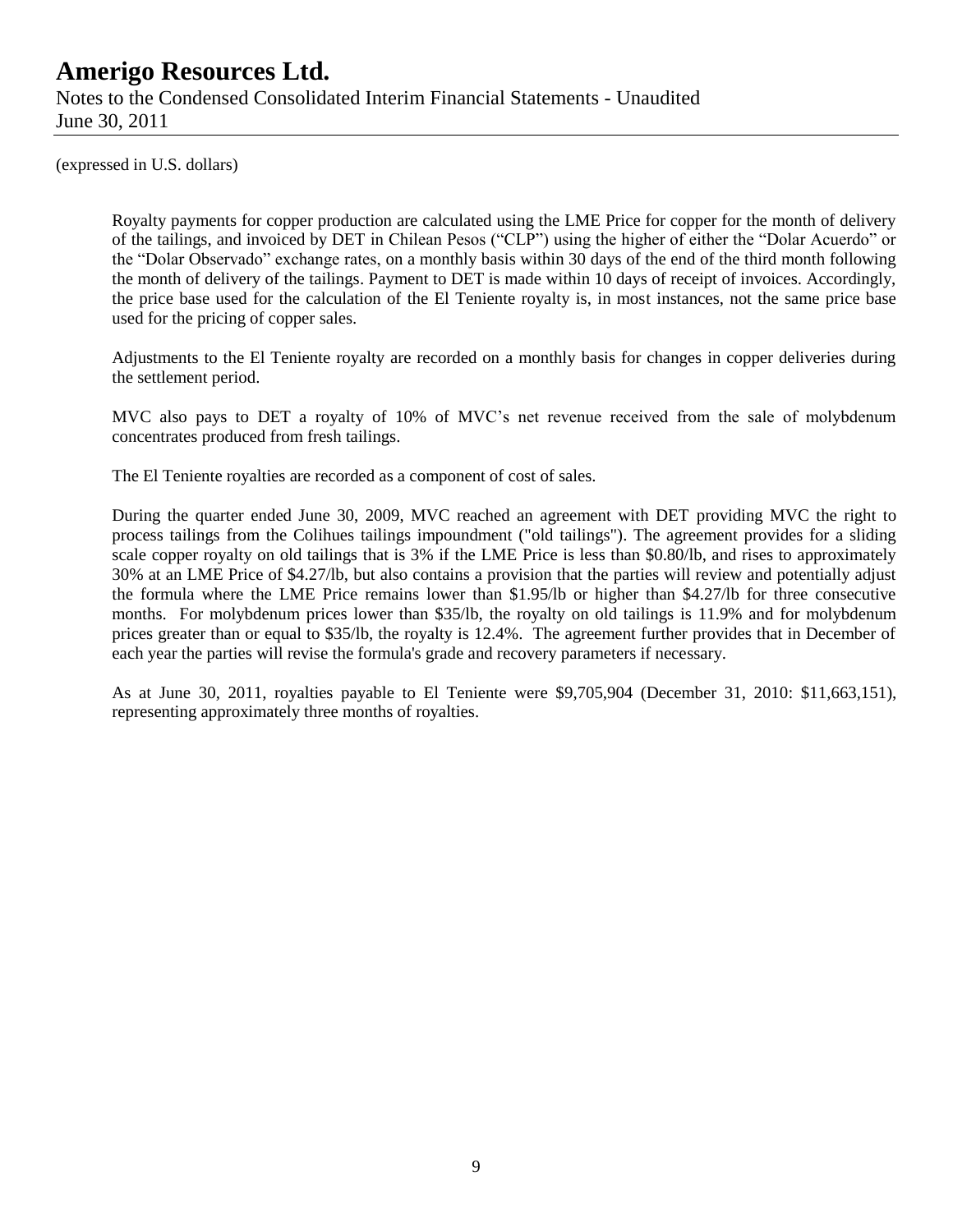(expressed in U.S. dollars)

Royalty payments for copper production are calculated using the LME Price for copper for the month of delivery of the tailings, and invoiced by DET in Chilean Pesos ("CLP") using the higher of either the "Dolar Acuerdo" or the "Dolar Observado" exchange rates, on a monthly basis within 30 days of the end of the third month following the month of delivery of the tailings. Payment to DET is made within 10 days of receipt of invoices. Accordingly, the price base used for the calculation of the El Teniente royalty is, in most instances, not the same price base used for the pricing of copper sales.

Adjustments to the El Teniente royalty are recorded on a monthly basis for changes in copper deliveries during the settlement period.

MVC also pays to DET a royalty of 10% of MVC's net revenue received from the sale of molybdenum concentrates produced from fresh tailings.

The El Teniente royalties are recorded as a component of cost of sales.

During the quarter ended June 30, 2009, MVC reached an agreement with DET providing MVC the right to process tailings from the Colihues tailings impoundment ("old tailings"). The agreement provides for a sliding scale copper royalty on old tailings that is 3% if the LME Price is less than $0.80/lb, and rises to approximately 30% at an LME Price of $4.27/lb, but also contains a provision that the parties will review and potentially adjust the formula where the LME Price remains lower than $1.95/lb or higher than $4.27/lb for three consecutive months. For molybdenum prices lower than $35/lb, the royalty on old tailings is 11.9% and for molybdenum prices greater than or equal to $35/lb, the royalty is 12.4%. The agreement further provides that in December of each year the parties will revise the formula's grade and recovery parameters if necessary.

As at June 30, 2011, royalties payable to El Teniente were $9,705,904 (December 31, 2010: $11,663,151), representing approximately three months of royalties.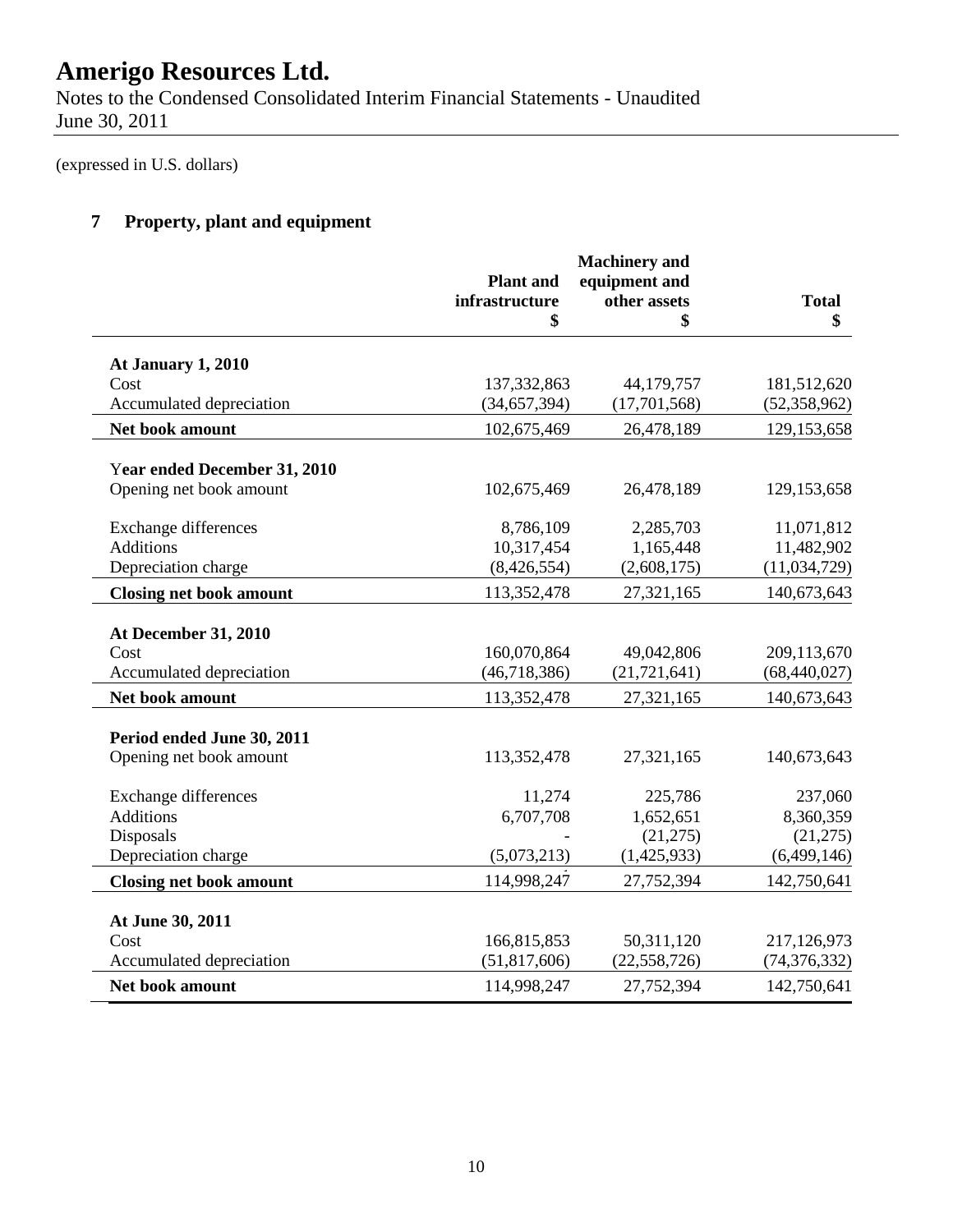(expressed in U.S. dollars)

## 7 Property, plant and equipment

| | Plant and infrastructure $ | Machinery and equipment and other assets $ | Total $ |
|---|---|---|---|
| **At January 1, 2010** | | | |
| Cost | 137,332,863 | 44,179,757 | 181,512,620 |
| Accumulated depreciation | (34,657,394) | (17,701,568) | (52,358,962) |
| **Net book amount** | 102,675,469 | 26,478,189 | 129,153,658 |
| **Year ended December 31, 2010** | | | |
| Opening net book amount | 102,675,469 | 26,478,189 | 129,153,658 |
| Exchange differences | 8,786,109 | 2,285,703 | 11,071,812 |
| Additions | 10,317,454 | 1,165,448 | 11,482,902 |
| Depreciation charge | (8,426,554) | (2,608,175) | (11,034,729) |
| **Closing net book amount** | 113,352,478 | 27,321,165 | 140,673,643 |
| **At December 31, 2010** | | | |
| Cost | 160,070,864 | 49,042,806 | 209,113,670 |
| Accumulated depreciation | (46,718,386) | (21,721,641) | (68,440,027) |
| **Net book amount** | 113,352,478 | 27,321,165 | 140,673,643 |
| **Period ended June 30, 2011** | | | |
| Opening net book amount | 113,352,478 | 27,321,165 | 140,673,643 |
| Exchange differences | 11,274 | 225,786 | 237,060 |
| Additions | 6,707,708 | 1,652,651 | 8,360,359 |
| Disposals | - | (21,275) | (21,275) |
| Depreciation charge | (5,073,213) | (1,425,933) | (6,499,146) |
| **Closing net book amount** | 114,998,247 | 27,752,394 | 142,750,641 |
| **At June 30, 2011** | | | |
| Cost | 166,815,853 | 50,311,120 | 217,126,973 |
| Accumulated depreciation | (51,817,606) | (22,558,726) | (74,376,332) |
| **Net book amount** | 114,998,247 | 27,752,394 | 142,750,641 |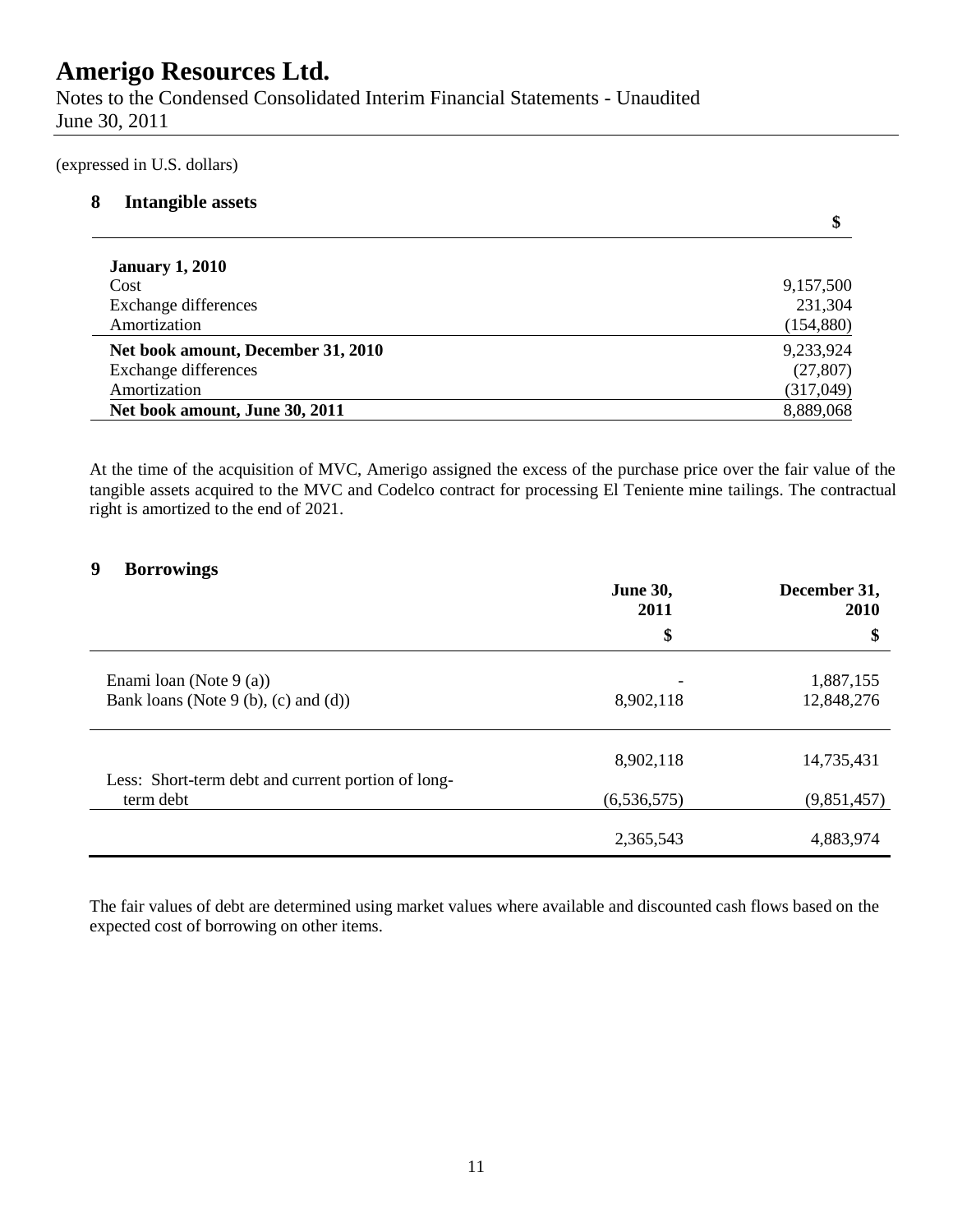# Amerigo Resources Ltd.

Notes to the Condensed Consolidated Interim Financial Statements - Unaudited
June 30, 2011

(expressed in U.S. dollars)

## 8 Intangible assets

| | $ |
|---|---|
| **January 1, 2010** | |
| Cost | 9,157,500 |
| Exchange differences | 231,304 |
| Amortization | (154,880) |
| **Net book amount, December 31, 2010** | 9,233,924 |
| Exchange differences | (27,807) |
| Amortization | (317,049) |
| **Net book amount, June 30, 2011** | 8,889,068 |

At the time of the acquisition of MVC, Amerigo assigned the excess of the purchase price over the fair value of the tangible assets acquired to the MVC and Codelco contract for processing El Teniente mine tailings. The contractual right is amortized to the end of 2021.

## 9 Borrowings

| | **June 30, 2011** | **December 31, 2010** |
|---|---|---|
| | **$** | **$** |
| Enami loan (Note 9 (a)) | - | 1,887,155 |
| Bank loans (Note 9 (b), (c) and (d)) | 8,902,118 | 12,848,276 |
| | 8,902,118 | 14,735,431 |
| Less: Short-term debt and current portion of long-term debt | (6,536,575) | (9,851,457) |
| | 2,365,543 | 4,883,974 |

The fair values of debt are determined using market values where available and discounted cash flows based on the expected cost of borrowing on other items.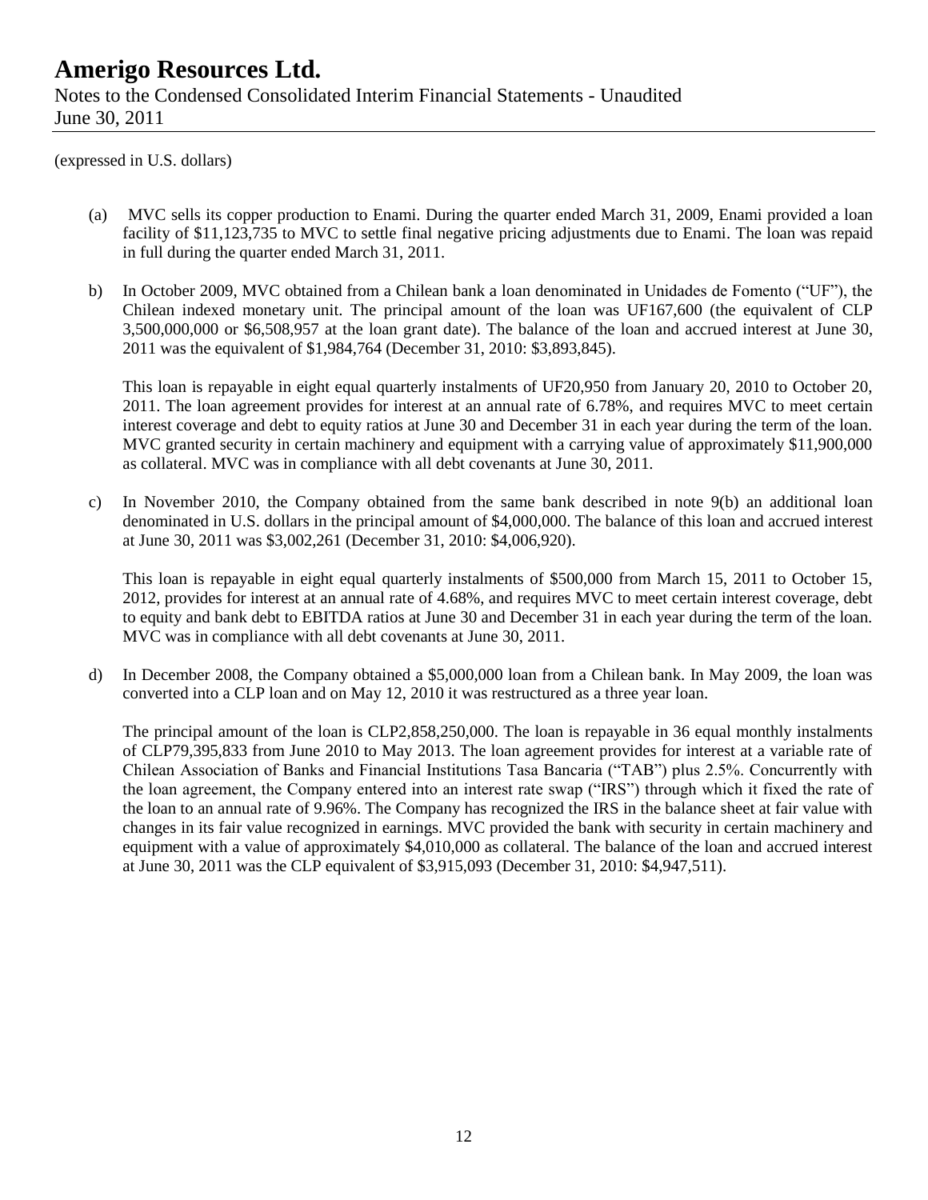(expressed in U.S. dollars)

(a) MVC sells its copper production to Enami. During the quarter ended March 31, 2009, Enami provided a loan facility of $11,123,735 to MVC to settle final negative pricing adjustments due to Enami. The loan was repaid in full during the quarter ended March 31, 2011.

b) In October 2009, MVC obtained from a Chilean bank a loan denominated in Unidades de Fomento ("UF"), the Chilean indexed monetary unit. The principal amount of the loan was UF167,600 (the equivalent of CLP 3,500,000,000 or $6,508,957 at the loan grant date). The balance of the loan and accrued interest at June 30, 2011 was the equivalent of $1,984,764 (December 31, 2010: $3,893,845).

   This loan is repayable in eight equal quarterly instalments of UF20,950 from January 20, 2010 to October 20, 2011. The loan agreement provides for interest at an annual rate of 6.78%, and requires MVC to meet certain interest coverage and debt to equity ratios at June 30 and December 31 in each year during the term of the loan. MVC granted security in certain machinery and equipment with a carrying value of approximately $11,900,000 as collateral. MVC was in compliance with all debt covenants at June 30, 2011.

c) In November 2010, the Company obtained from the same bank described in note 9(b) an additional loan denominated in U.S. dollars in the principal amount of $4,000,000. The balance of this loan and accrued interest at June 30, 2011 was $3,002,261 (December 31, 2010: $4,006,920).

   This loan is repayable in eight equal quarterly instalments of $500,000 from March 15, 2011 to October 15, 2012, provides for interest at an annual rate of 4.68%, and requires MVC to meet certain interest coverage, debt to equity and bank debt to EBITDA ratios at June 30 and December 31 in each year during the term of the loan. MVC was in compliance with all debt covenants at June 30, 2011.

d) In December 2008, the Company obtained a $5,000,000 loan from a Chilean bank. In May 2009, the loan was converted into a CLP loan and on May 12, 2010 it was restructured as a three year loan.

   The principal amount of the loan is CLP2,858,250,000. The loan is repayable in 36 equal monthly instalments of CLP79,395,833 from June 2010 to May 2013. The loan agreement provides for interest at a variable rate of Chilean Association of Banks and Financial Institutions Tasa Bancaria ("TAB") plus 2.5%. Concurrently with the loan agreement, the Company entered into an interest rate swap ("IRS") through which it fixed the rate of the loan to an annual rate of 9.96%. The Company has recognized the IRS in the balance sheet at fair value with changes in its fair value recognized in earnings. MVC provided the bank with security in certain machinery and equipment with a value of approximately $4,010,000 as collateral. The balance of the loan and accrued interest at June 30, 2011 was the CLP equivalent of $3,915,093 (December 31, 2010: $4,947,511).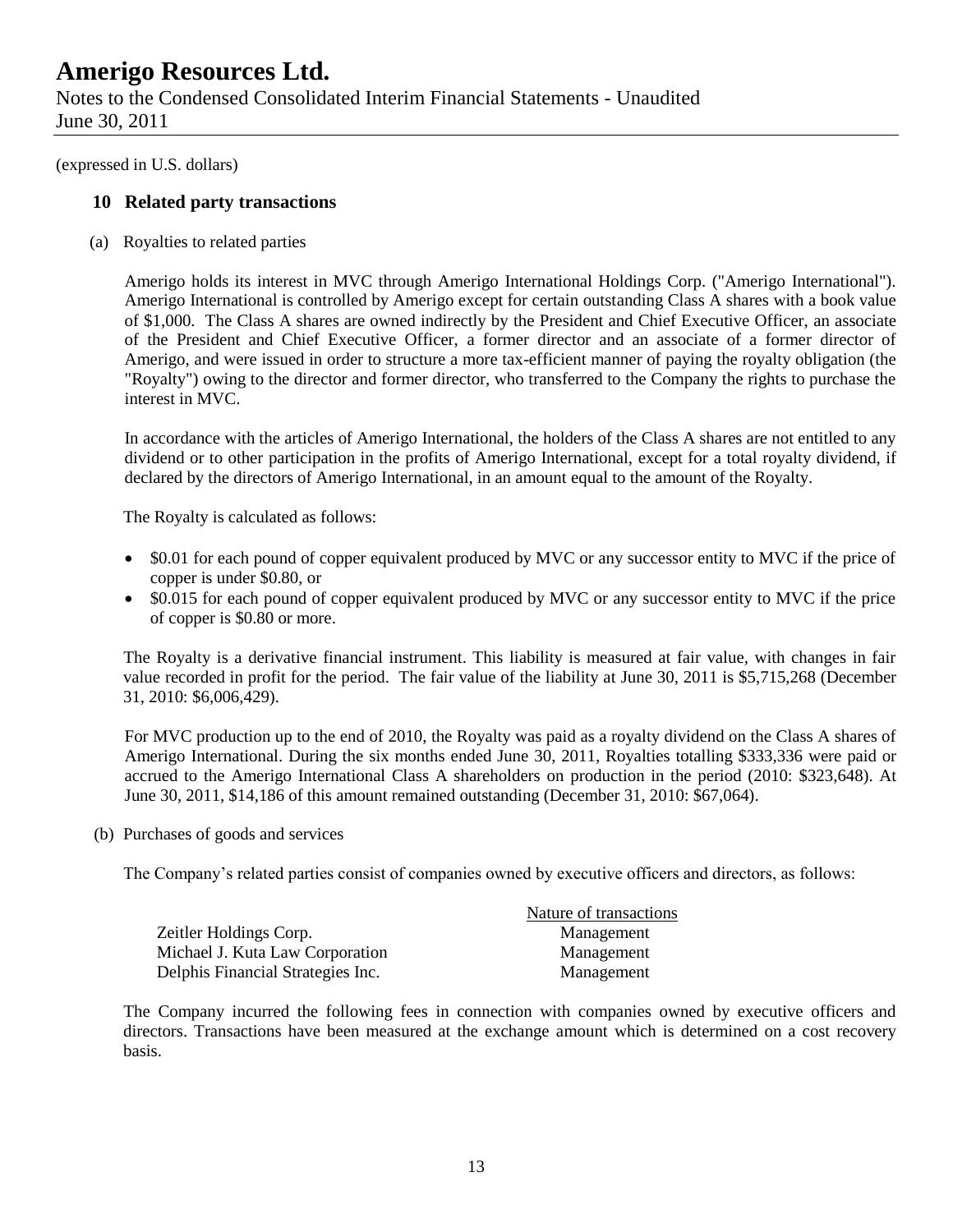(expressed in U.S. dollars)

## 10 Related party transactions

(a) Royalties to related parties

Amerigo holds its interest in MVC through Amerigo International Holdings Corp. ("Amerigo International"). Amerigo International is controlled by Amerigo except for certain outstanding Class A shares with a book value of $1,000. The Class A shares are owned indirectly by the President and Chief Executive Officer, an associate of the President and Chief Executive Officer, a former director and an associate of a former director of Amerigo, and were issued in order to structure a more tax-efficient manner of paying the royalty obligation (the "Royalty") owing to the director and former director, who transferred to the Company the rights to purchase the interest in MVC.

In accordance with the articles of Amerigo International, the holders of the Class A shares are not entitled to any dividend or to other participation in the profits of Amerigo International, except for a total royalty dividend, if declared by the directors of Amerigo International, in an amount equal to the amount of the Royalty.

The Royalty is calculated as follows:

- $0.01 for each pound of copper equivalent produced by MVC or any successor entity to MVC if the price of copper is under $0.80, or
- $0.015 for each pound of copper equivalent produced by MVC or any successor entity to MVC if the price of copper is $0.80 or more.

The Royalty is a derivative financial instrument. This liability is measured at fair value, with changes in fair value recorded in profit for the period. The fair value of the liability at June 30, 2011 is $5,715,268 (December 31, 2010: $6,006,429).

For MVC production up to the end of 2010, the Royalty was paid as a royalty dividend on the Class A shares of Amerigo International. During the six months ended June 30, 2011, Royalties totalling $333,336 were paid or accrued to the Amerigo International Class A shareholders on production in the period (2010: $323,648). At June 30, 2011, $14,186 of this amount remained outstanding (December 31, 2010: $67,064).

(b) Purchases of goods and services

The Company's related parties consist of companies owned by executive officers and directors, as follows:

| | Nature of transactions |
|---|---|
| Zeitler Holdings Corp. | Management |
| Michael J. Kuta Law Corporation | Management |
| Delphis Financial Strategies Inc. | Management |

The Company incurred the following fees in connection with companies owned by executive officers and directors. Transactions have been measured at the exchange amount which is determined on a cost recovery basis.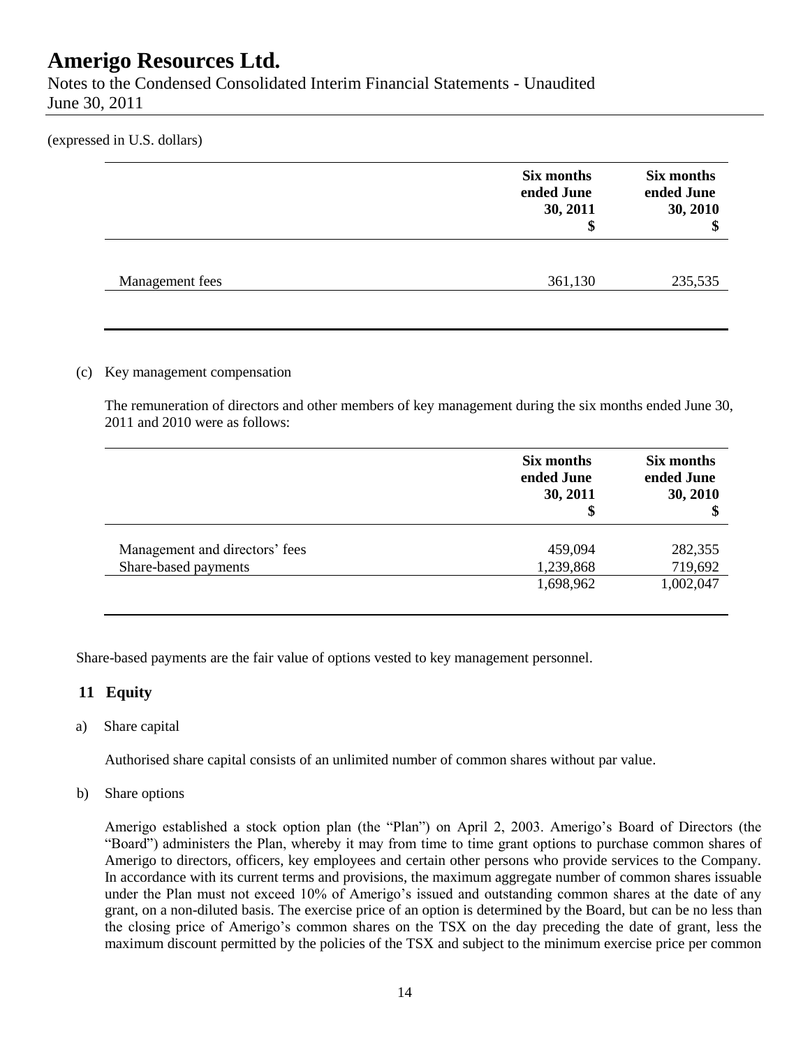(expressed in U.S. dollars)

| | Six months ended June 30, 2011 $ | Six months ended June 30, 2010 $ |
|---|---|---|
| Management fees | 361,130 | 235,535 |

(c) Key management compensation

The remuneration of directors and other members of key management during the six months ended June 30, 2011 and 2010 were as follows:

| | Six months ended June 30, 2011 $ | Six months ended June 30, 2010 $ |
|---|---|---|
| Management and directors' fees | 459,094 | 282,355 |
| Share-based payments | 1,239,868 | 719,692 |
| | 1,698,962 | 1,002,047 |

Share-based payments are the fair value of options vested to key management personnel.

## 11 Equity

a) Share capital

Authorised share capital consists of an unlimited number of common shares without par value.

b) Share options

Amerigo established a stock option plan (the "Plan") on April 2, 2003. Amerigo's Board of Directors (the "Board") administers the Plan, whereby it may from time to time grant options to purchase common shares of Amerigo to directors, officers, key employees and certain other persons who provide services to the Company. In accordance with its current terms and provisions, the maximum aggregate number of common shares issuable under the Plan must not exceed 10% of Amerigo's issued and outstanding common shares at the date of any grant, on a non-diluted basis. The exercise price of an option is determined by the Board, but can be no less than the closing price of Amerigo's common shares on the TSX on the day preceding the date of grant, less the maximum discount permitted by the policies of the TSX and subject to the minimum exercise price per common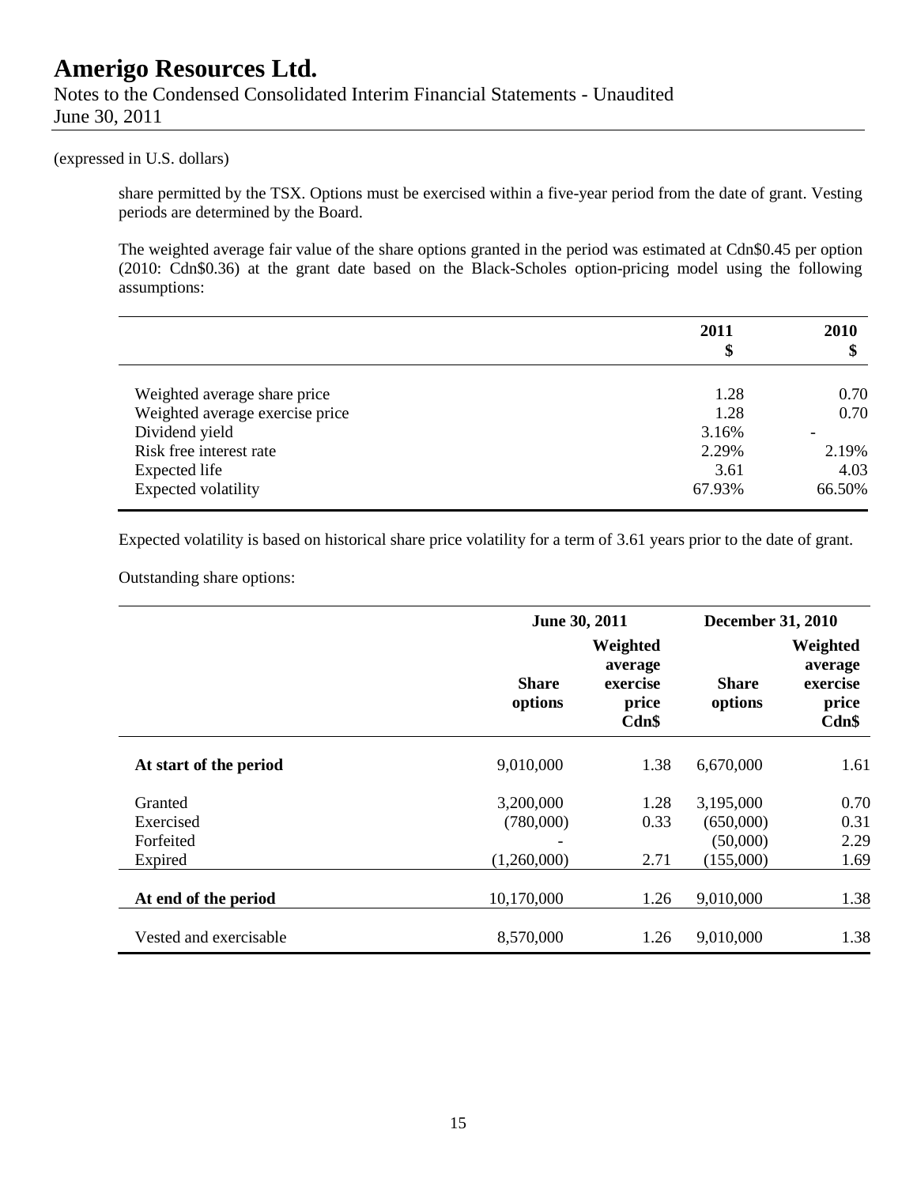(expressed in U.S. dollars)

share permitted by the TSX. Options must be exercised within a five-year period from the date of grant. Vesting periods are determined by the Board.

The weighted average fair value of the share options granted in the period was estimated at Cdn$0.45 per option (2010: Cdn$0.36) at the grant date based on the Black-Scholes option-pricing model using the following assumptions:

| | 2011<br>$ | 2010<br>$ |
|---|---|---|
| Weighted average share price | 1.28 | 0.70 |
| Weighted average exercise price | 1.28 | 0.70 |
| Dividend yield | 3.16% | - |
| Risk free interest rate | 2.29% | 2.19% |
| Expected life | 3.61 | 4.03 |
| Expected volatility | 67.93% | 66.50% |

Expected volatility is based on historical share price volatility for a term of 3.61 years prior to the date of grant.

Outstanding share options:

| | June 30, 2011 | | December 31, 2010 | |
|---|---|---|---|---|
| | **Share options** | **Weighted average exercise price Cdn$** | **Share options** | **Weighted average exercise price Cdn$** |
| **At start of the period** | 9,010,000 | 1.38 | 6,670,000 | 1.61 |
| Granted | 3,200,000 | 1.28 | 3,195,000 | 0.70 |
| Exercised | (780,000) | 0.33 | (650,000) | 0.31 |
| Forfeited | - | | (50,000) | 2.29 |
| Expired | (1,260,000) | 2.71 | (155,000) | 1.69 |
| **At end of the period** | 10,170,000 | 1.26 | 9,010,000 | 1.38 |
| Vested and exercisable | 8,570,000 | 1.26 | 9,010,000 | 1.38 |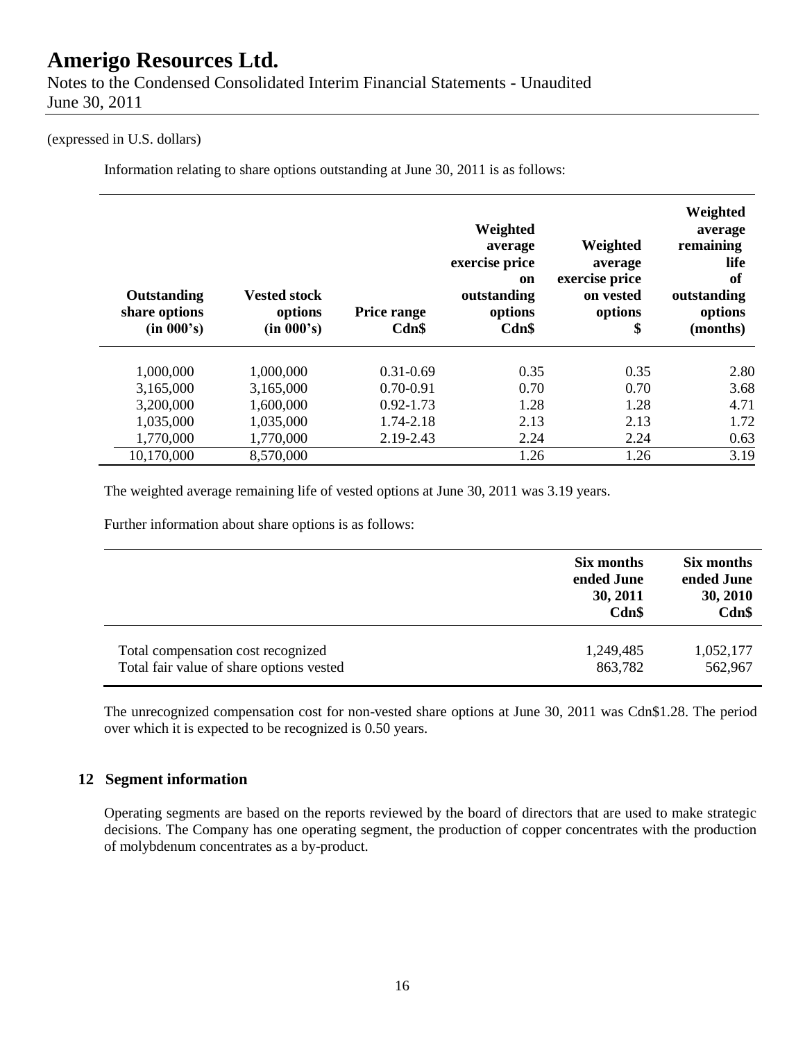(expressed in U.S. dollars)

Information relating to share options outstanding at June 30, 2011 is as follows:

| Outstanding share options (in 000's) | Vested stock options (in 000's) | Price range Cdn$ | Weighted average exercise price on outstanding options Cdn$ | Weighted average exercise price on vested options $ | Weighted average remaining life of outstanding options (months) |
|---|---|---|---|---|---|
| 1,000,000 | 1,000,000 | 0.31-0.69 | 0.35 | 0.35 | 2.80 |
| 3,165,000 | 3,165,000 | 0.70-0.91 | 0.70 | 0.70 | 3.68 |
| 3,200,000 | 1,600,000 | 0.92-1.73 | 1.28 | 1.28 | 4.71 |
| 1,035,000 | 1,035,000 | 1.74-2.18 | 2.13 | 2.13 | 1.72 |
| 1,770,000 | 1,770,000 | 2.19-2.43 | 2.24 | 2.24 | 0.63 |
| 10,170,000 | 8,570,000 | | 1.26 | 1.26 | 3.19 |

The weighted average remaining life of vested options at June 30, 2011 was 3.19 years.

Further information about share options is as follows:

| | Six months ended June 30, 2011 Cdn$ | Six months ended June 30, 2010 Cdn$ |
|---|---|---|
| Total compensation cost recognized | 1,249,485 | 1,052,177 |
| Total fair value of share options vested | 863,782 | 562,967 |

The unrecognized compensation cost for non-vested share options at June 30, 2011 was Cdn$1.28. The period over which it is expected to be recognized is 0.50 years.

## 12 Segment information

Operating segments are based on the reports reviewed by the board of directors that are used to make strategic decisions. The Company has one operating segment, the production of copper concentrates with the production of molybdenum concentrates as a by-product.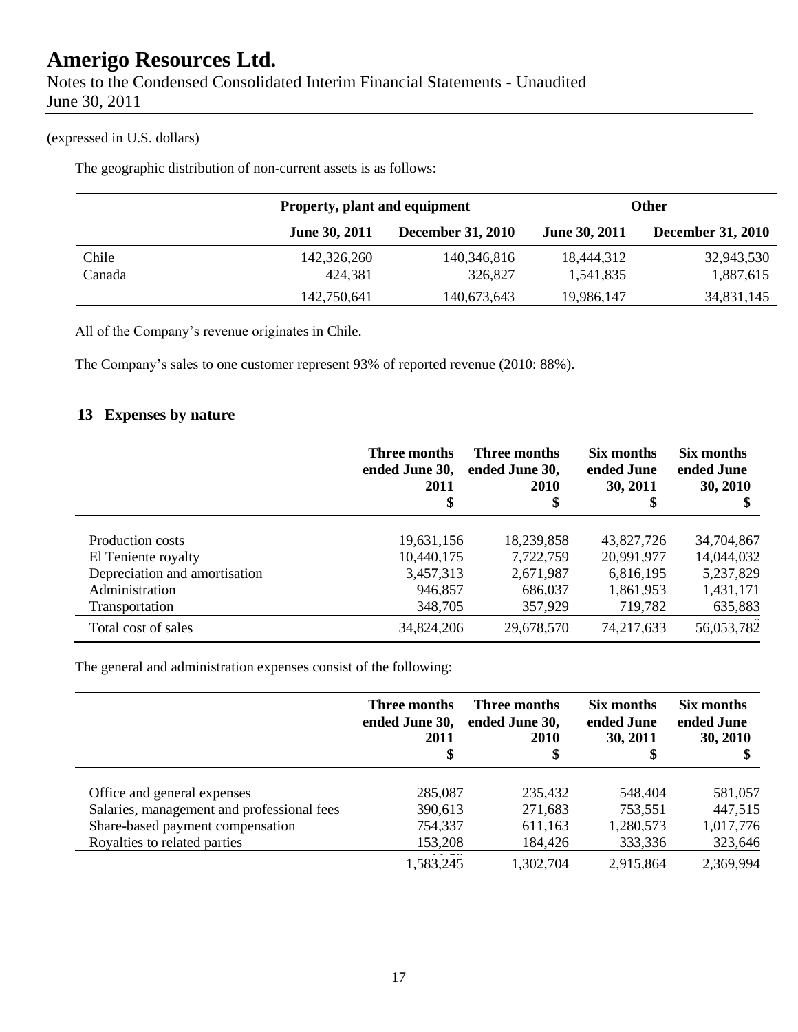(expressed in U.S. dollars)

The geographic distribution of non-current assets is as follows:

| | Property, plant and equipment | | Other | |
|---|---|---|---|---|
| | **June 30, 2011** | **December 31, 2010** | **June 30, 2011** | **December 31, 2010** |
| Chile | 142,326,260 | 140,346,816 | 18,444,312 | 32,943,530 |
| Canada | 424,381 | 326,827 | 1,541,835 | 1,887,615 |
| | 142,750,641 | 140,673,643 | 19,986,147 | 34,831,145 |

All of the Company's revenue originates in Chile.

The Company's sales to one customer represent 93% of reported revenue (2010: 88%).

## 13 Expenses by nature

| | Three months ended June 30, 2011 $ | Three months ended June 30, 2010 $ | Six months ended June 30, 2011 $ | Six months ended June 30, 2010 $ |
|---|---|---|---|---|
| Production costs | 19,631,156 | 18,239,858 | 43,827,726 | 34,704,867 |
| El Teniente royalty | 10,440,175 | 7,722,759 | 20,991,977 | 14,044,032 |
| Depreciation and amortisation | 3,457,313 | 2,671,987 | 6,816,195 | 5,237,829 |
| Administration | 946,857 | 686,037 | 1,861,953 | 1,431,171 |
| Transportation | 348,705 | 357,929 | 719,782 | 635,883 |
| Total cost of sales | 34,824,206 | 29,678,570 | 74,217,633 | 56,053,782 |

The general and administration expenses consist of the following:

| | Three months ended June 30, 2011 $ | Three months ended June 30, 2010 $ | Six months ended June 30, 2011 $ | Six months ended June 30, 2010 $ |
|---|---|---|---|---|
| Office and general expenses | 285,087 | 235,432 | 548,404 | 581,057 |
| Salaries, management and professional fees | 390,613 | 271,683 | 753,551 | 447,515 |
| Share-based payment compensation | 754,337 | 611,163 | 1,280,573 | 1,017,776 |
| Royalties to related parties | 153,208 | 184,426 | 333,336 | 323,646 |
| | 1,583,245 | 1,302,704 | 2,915,864 | 2,369,994 |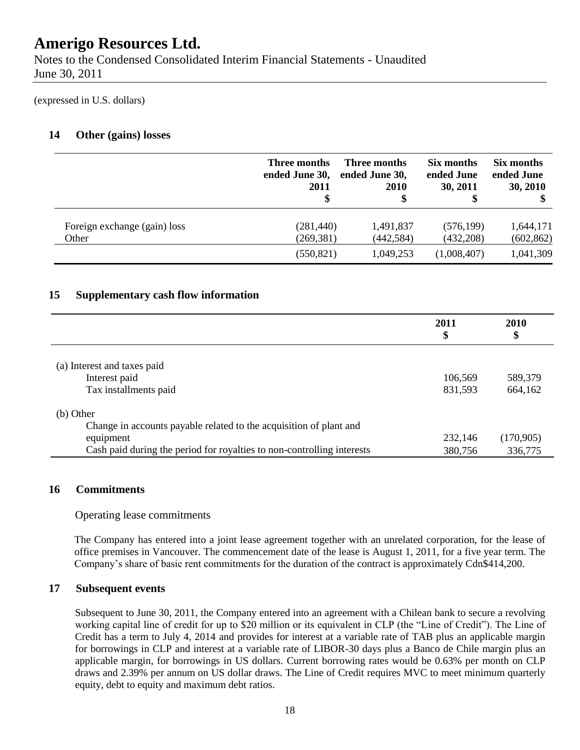(expressed in U.S. dollars)

## 14 Other (gains) losses

| | Three months ended June 30, 2011 $ | Three months ended June 30, 2010 $ | Six months ended June 30, 2011 $ | Six months ended June 30, 2010 $ |
|---|---|---|---|---|
| Foreign exchange (gain) loss | (281,440) | 1,491,837 | (576,199) | 1,644,171 |
| Other | (269,381) | (442,584) | (432,208) | (602,862) |
| | (550,821) | 1,049,253 | (1,008,407) | 1,041,309 |

## 15 Supplementary cash flow information

| | 2011 $ | 2010 $ |
|---|---|---|
| (a) Interest and taxes paid | | |
| Interest paid | 106,569 | 589,379 |
| Tax installments paid | 831,593 | 664,162 |
| (b) Other | | |
| Change in accounts payable related to the acquisition of plant and equipment | 232,146 | (170,905) |
| Cash paid during the period for royalties to non-controlling interests | 380,756 | 336,775 |

## 16 Commitments

Operating lease commitments

The Company has entered into a joint lease agreement together with an unrelated corporation, for the lease of office premises in Vancouver. The commencement date of the lease is August 1, 2011, for a five year term. The Company's share of basic rent commitments for the duration of the contract is approximately Cdn$414,200.

## 17 Subsequent events

Subsequent to June 30, 2011, the Company entered into an agreement with a Chilean bank to secure a revolving working capital line of credit for up to $20 million or its equivalent in CLP (the "Line of Credit"). The Line of Credit has a term to July 4, 2014 and provides for interest at a variable rate of TAB plus an applicable margin for borrowings in CLP and interest at a variable rate of LIBOR-30 days plus a Banco de Chile margin plus an applicable margin, for borrowings in US dollars. Current borrowing rates would be 0.63% per month on CLP draws and 2.39% per annum on US dollar draws. The Line of Credit requires MVC to meet minimum quarterly equity, debt to equity and maximum debt ratios.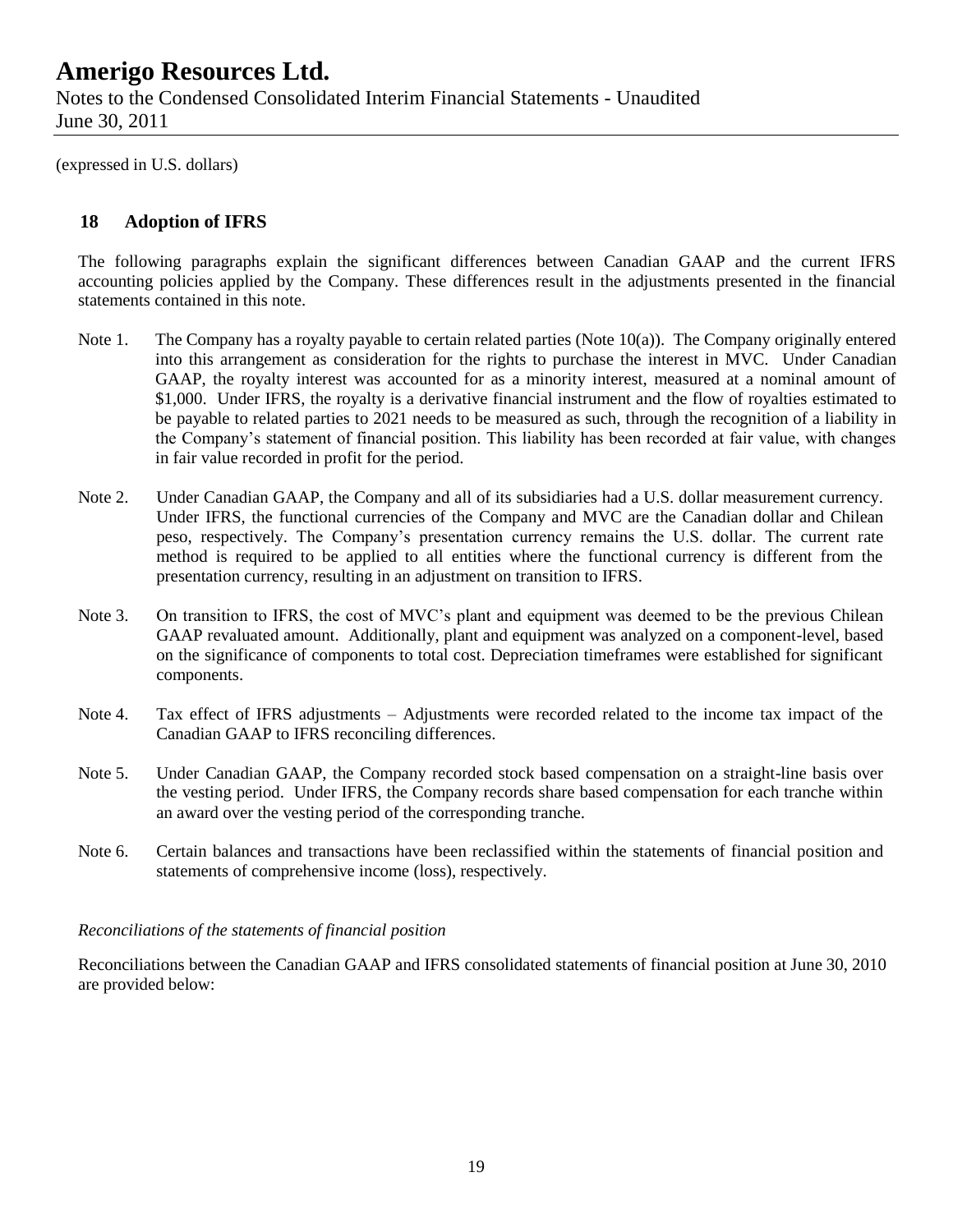(expressed in U.S. dollars)

## 18 Adoption of IFRS

The following paragraphs explain the significant differences between Canadian GAAP and the current IFRS accounting policies applied by the Company. These differences result in the adjustments presented in the financial statements contained in this note.

Note 1. The Company has a royalty payable to certain related parties (Note 10(a)). The Company originally entered into this arrangement as consideration for the rights to purchase the interest in MVC. Under Canadian GAAP, the royalty interest was accounted for as a minority interest, measured at a nominal amount of $1,000. Under IFRS, the royalty is a derivative financial instrument and the flow of royalties estimated to be payable to related parties to 2021 needs to be measured as such, through the recognition of a liability in the Company's statement of financial position. This liability has been recorded at fair value, with changes in fair value recorded in profit for the period.

Note 2. Under Canadian GAAP, the Company and all of its subsidiaries had a U.S. dollar measurement currency. Under IFRS, the functional currencies of the Company and MVC are the Canadian dollar and Chilean peso, respectively. The Company's presentation currency remains the U.S. dollar. The current rate method is required to be applied to all entities where the functional currency is different from the presentation currency, resulting in an adjustment on transition to IFRS.

Note 3. On transition to IFRS, the cost of MVC's plant and equipment was deemed to be the previous Chilean GAAP revaluated amount. Additionally, plant and equipment was analyzed on a component-level, based on the significance of components to total cost. Depreciation timeframes were established for significant components.

Note 4. Tax effect of IFRS adjustments – Adjustments were recorded related to the income tax impact of the Canadian GAAP to IFRS reconciling differences.

Note 5. Under Canadian GAAP, the Company recorded stock based compensation on a straight-line basis over the vesting period. Under IFRS, the Company records share based compensation for each tranche within an award over the vesting period of the corresponding tranche.

Note 6. Certain balances and transactions have been reclassified within the statements of financial position and statements of comprehensive income (loss), respectively.

*Reconciliations of the statements of financial position*

Reconciliations between the Canadian GAAP and IFRS consolidated statements of financial position at June 30, 2010 are provided below: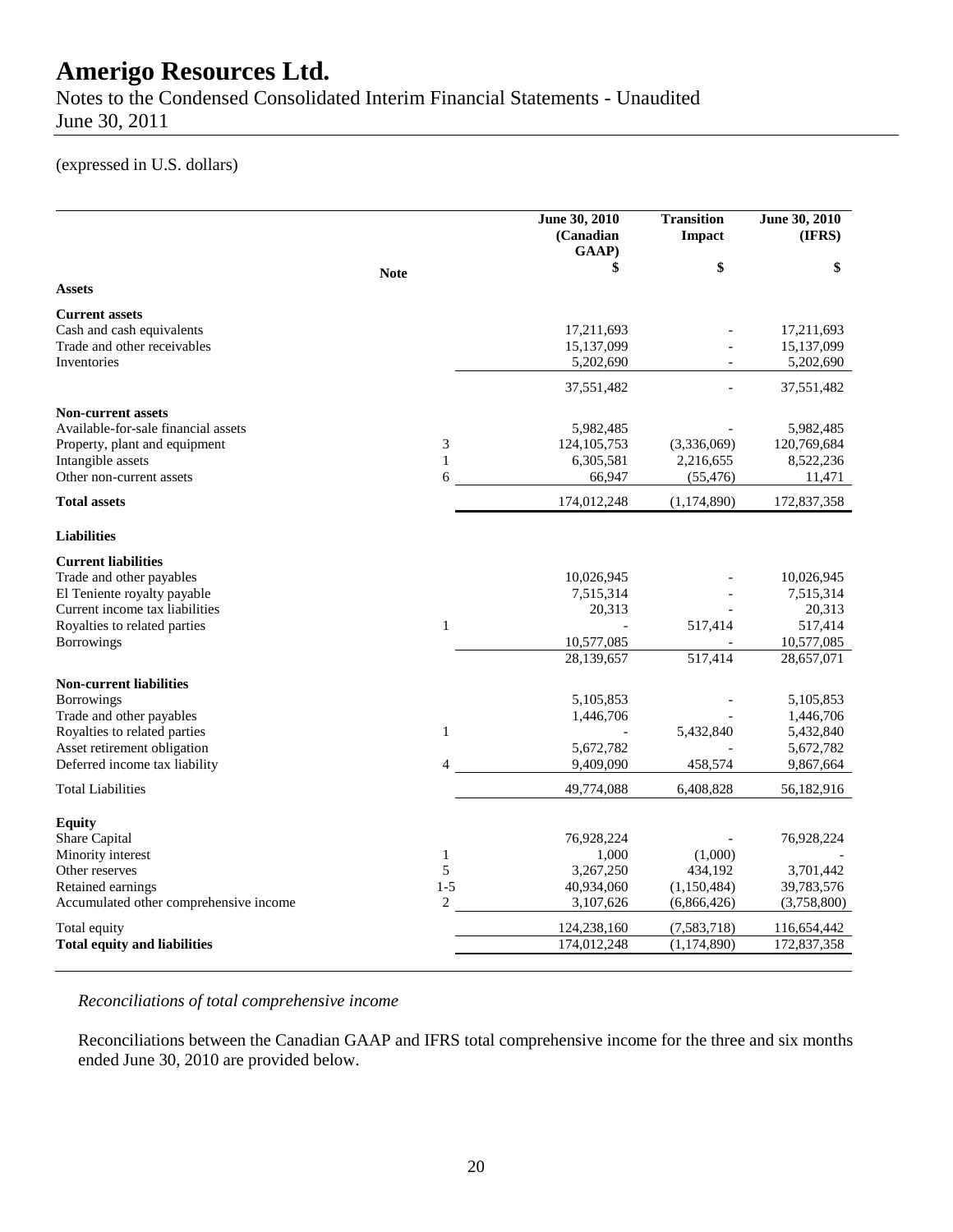# Amerigo Resources Ltd.

Notes to the Condensed Consolidated Interim Financial Statements - Unaudited
June 30, 2011

(expressed in U.S. dollars)

| | Note | June 30, 2010 (Canadian GAAP) | Transition Impact | June 30, 2010 (IFRS) |
|---|---|---|---|---|
| | | $ | $ | $ |
| **Assets** | | | | |
| **Current assets** | | | | |
| Cash and cash equivalents | | 17,211,693 | - | 17,211,693 |
| Trade and other receivables | | 15,137,099 | - | 15,137,099 |
| Inventories | | 5,202,690 | - | 5,202,690 |
| | | 37,551,482 | - | 37,551,482 |
| **Non-current assets** | | | | |
| Available-for-sale financial assets | | 5,982,485 | - | 5,982,485 |
| Property, plant and equipment | 3 | 124,105,753 | (3,336,069) | 120,769,684 |
| Intangible assets | 1 | 6,305,581 | 2,216,655 | 8,522,236 |
| Other non-current assets | 6 | 66,947 | (55,476) | 11,471 |
| **Total assets** | | 174,012,248 | (1,174,890) | 172,837,358 |
| **Liabilities** | | | | |
| **Current liabilities** | | | | |
| Trade and other payables | | 10,026,945 | - | 10,026,945 |
| El Teniente royalty payable | | 7,515,314 | - | 7,515,314 |
| Current income tax liabilities | | 20,313 | - | 20,313 |
| Royalties to related parties | 1 | - | 517,414 | 517,414 |
| Borrowings | | 10,577,085 | - | 10,577,085 |
| | | 28,139,657 | 517,414 | 28,657,071 |
| **Non-current liabilities** | | | | |
| Borrowings | | 5,105,853 | - | 5,105,853 |
| Trade and other payables | | 1,446,706 | - | 1,446,706 |
| Royalties to related parties | 1 | - | 5,432,840 | 5,432,840 |
| Asset retirement obligation | | 5,672,782 | - | 5,672,782 |
| Deferred income tax liability | 4 | 9,409,090 | 458,574 | 9,867,664 |
| Total Liabilities | | 49,774,088 | 6,408,828 | 56,182,916 |
| **Equity** | | | | |
| Share Capital | | 76,928,224 | - | 76,928,224 |
| Minority interest | 1 | 1,000 | (1,000) | - |
| Other reserves | 5 | 3,267,250 | 434,192 | 3,701,442 |
| Retained earnings | 1-5 | 40,934,060 | (1,150,484) | 39,783,576 |
| Accumulated other comprehensive income | 2 | 3,107,626 | (6,866,426) | (3,758,800) |
| Total equity | | 124,238,160 | (7,583,718) | 116,654,442 |
| **Total equity and liabilities** | | 174,012,248 | (1,174,890) | 172,837,358 |

*Reconciliations of total comprehensive income*

Reconciliations between the Canadian GAAP and IFRS total comprehensive income for the three and six months ended June 30, 2010 are provided below.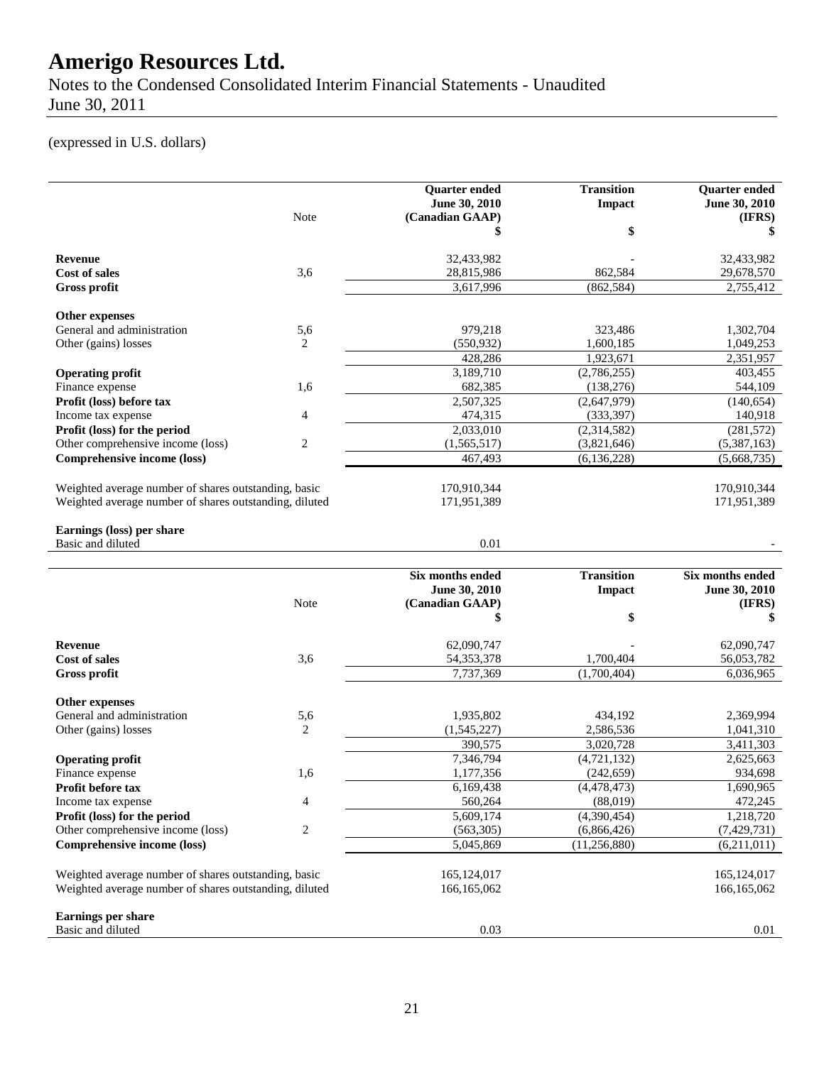# Amerigo Resources Ltd.

Notes to the Condensed Consolidated Interim Financial Statements - Unaudited
June 30, 2011

(expressed in U.S. dollars)

| | Note | Quarter ended June 30, 2010 (Canadian GAAP) $ | Transition Impact $ | Quarter ended June 30, 2010 (IFRS) $ |
|---|---|---|---|---|
| **Revenue** | | 32,433,982 | - | 32,433,982 |
| **Cost of sales** | 3,6 | 28,815,986 | 862,584 | 29,678,570 |
| **Gross profit** | | 3,617,996 | (862,584) | 2,755,412 |
| **Other expenses** | | | | |
| General and administration | 5,6 | 979,218 | 323,486 | 1,302,704 |
| Other (gains) losses | 2 | (550,932) | 1,600,185 | 1,049,253 |
| | | 428,286 | 1,923,671 | 2,351,957 |
| **Operating profit** | | 3,189,710 | (2,786,255) | 403,455 |
| Finance expense | 1,6 | 682,385 | (138,276) | 544,109 |
| **Profit (loss) before tax** | | 2,507,325 | (2,647,979) | (140,654) |
| Income tax expense | 4 | 474,315 | (333,397) | 140,918 |
| **Profit (loss) for the period** | | 2,033,010 | (2,314,582) | (281,572) |
| Other comprehensive income (loss) | 2 | (1,565,517) | (3,821,646) | (5,387,163) |
| **Comprehensive income (loss)** | | 467,493 | (6,136,228) | (5,668,735) |
| Weighted average number of shares outstanding, basic | | 170,910,344 | | 170,910,344 |
| Weighted average number of shares outstanding, diluted | | 171,951,389 | | 171,951,389 |
| **Earnings (loss) per share** | | | | |
| Basic and diluted | | 0.01 | | - |

| | Note | Six months ended June 30, 2010 (Canadian GAAP) $ | Transition Impact $ | Six months ended June 30, 2010 (IFRS) $ |
|---|---|---|---|---|
| **Revenue** | | 62,090,747 | - | 62,090,747 |
| **Cost of sales** | 3,6 | 54,353,378 | 1,700,404 | 56,053,782 |
| **Gross profit** | | 7,737,369 | (1,700,404) | 6,036,965 |
| **Other expenses** | | | | |
| General and administration | 5,6 | 1,935,802 | 434,192 | 2,369,994 |
| Other (gains) losses | 2 | (1,545,227) | 2,586,536 | 1,041,310 |
| | | 390,575 | 3,020,728 | 3,411,303 |
| **Operating profit** | | 7,346,794 | (4,721,132) | 2,625,663 |
| Finance expense | 1,6 | 1,177,356 | (242,659) | 934,698 |
| **Profit before tax** | | 6,169,438 | (4,478,473) | 1,690,965 |
| Income tax expense | 4 | 560,264 | (88,019) | 472,245 |
| **Profit (loss) for the period** | | 5,609,174 | (4,390,454) | 1,218,720 |
| Other comprehensive income (loss) | 2 | (563,305) | (6,866,426) | (7,429,731) |
| **Comprehensive income (loss)** | | 5,045,869 | (11,256,880) | (6,211,011) |
| Weighted average number of shares outstanding, basic | | 165,124,017 | | 165,124,017 |
| Weighted average number of shares outstanding, diluted | | 166,165,062 | | 166,165,062 |
| **Earnings per share** | | | | |
| Basic and diluted | | 0.03 | | 0.01 |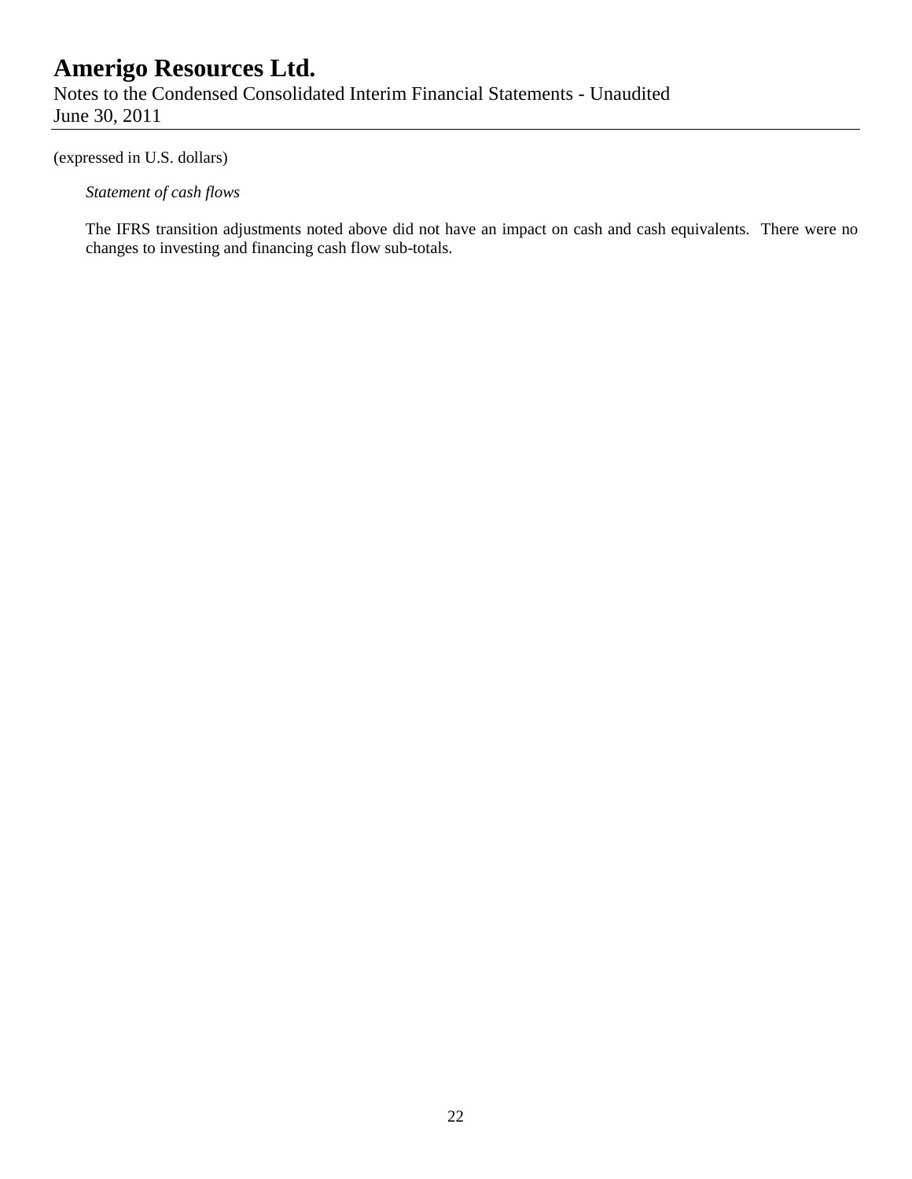(expressed in U.S. dollars)

*Statement of cash flows*

The IFRS transition adjustments noted above did not have an impact on cash and cash equivalents. There were no changes to investing and financing cash flow sub-totals.